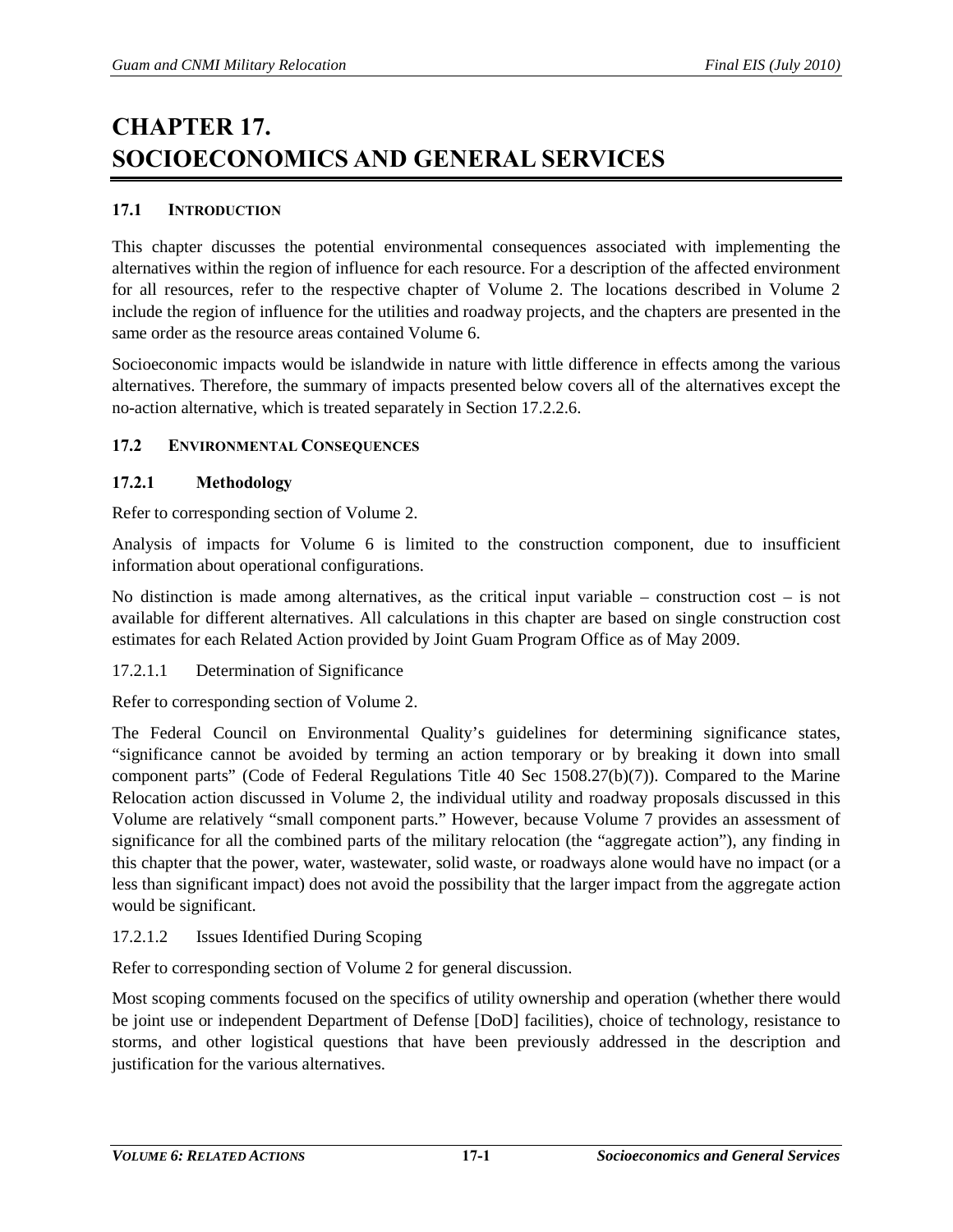# CHAPTER 17. SOCIOECONOMICS AND GENERAL SERVICES

## 17.1 INTRODUCTION

This chapter discusses the potential environmental consequences associated with implementing the alternatives within the region of influence for each resource. For a description of the affected environment for all resources, refer to the respective chapter of Volume 2. The locations described in Volume 2 include the region of influence for the utilities and roadway projects, and the chapters are presented in the same order as the resource areas contained Volume 6.

Socioeconomic impacts would be islandwide in nature with little difference in effects among the various alternatives. Therefore, the summary of impacts presented below covers all of the alternatives except the no-action alternative, which is treated separately in Section 17.2.2.6.

## 17.2 ENVIRONMENTAL CONSEQUENCES

### 17.2.1 Methodology

Refer to corresponding section of Volume 2.

Analysis of impacts for Volume 6 is limited to the construction component, due to insufficient information about operational configurations.

No distinction is made among alternatives, as the critical input variable – construction cost – is not available for different alternatives. All calculations in this chapter are based on single construction cost estimates for each Related Action provided by Joint Guam Program Office as of May 2009.

#### 17.2.1.1 Determination of Significance

Refer to corresponding section of Volume 2.

The Federal Council on Environmental Quality's guidelines for determining significance states, "significance cannot be avoided by terming an action temporary or by breaking it down into small component parts" (Code of Federal Regulations Title 40 Sec 1508.27(b)(7)). Compared to the Marine Relocation action discussed in Volume 2, the individual utility and roadway proposals discussed in this Volume are relatively "small component parts." However, because Volume 7 provides an assessment of significance for all the combined parts of the military relocation (the "aggregate action"), any finding in this chapter that the power, water, wastewater, solid waste, or roadways alone would have no impact (or a less than significant impact) does not avoid the possibility that the larger impact from the aggregate action would be significant.

#### 17.2.1.2 Issues Identified During Scoping

Refer to corresponding section of Volume 2 for general discussion.

Most scoping comments focused on the specifics of utility ownership and operation (whether there would be joint use or independent Department of Defense [DoD] facilities), choice of technology, resistance to storms, and other logistical questions that have been previously addressed in the description and justification for the various alternatives.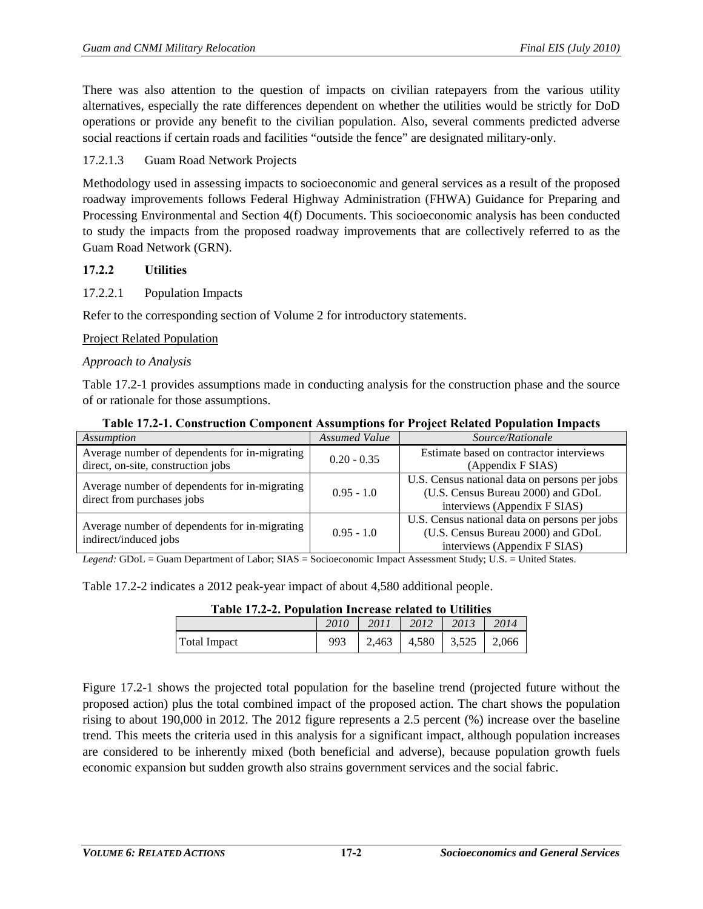There was also attention to the question of impacts on civilian ratepayers from the various utility alternatives, especially the rate differences dependent on whether the utilities would be strictly for DoD operations or provide any benefit to the civilian population. Also, several comments predicted adverse social reactions if certain roads and facilities "outside the fence" are designated military-only.

17.2.1.3 Guam Road Network Projects

Methodology used in assessing impacts to socioeconomic and general services as a result of the proposed roadway improvements follows Federal Highway Administration (FHWA) Guidance for Preparing and Processing Environmental and Section 4(f) Documents. This socioeconomic analysis has been conducted to study the impacts from the proposed roadway improvements that are collectively referred to as the Guam Road Network (GRN).

### 17.2.2 Utilities

17.2.2.1 Population Impacts

Refer to the corresponding section of Volume 2 for introductory statements.

Project Related Population

*Approach to Analysis*

Table 17.2-1 provides assumptions made in conducting analysis for the construction phase and the source of or rationale for those assumptions.

**Table 17.2-1. Construction Component Assumptions for Project Related Population Impacts**

| *Assumption* | *Assumed Value* | *Source/Rationale* |
|---|---|---|
| Average number of dependents for in-migrating direct, on-site, construction jobs | 0.20 - 0.35 | Estimate based on contractor interviews (Appendix F SIAS) |
| Average number of dependents for in-migrating direct from purchases jobs | 0.95 - 1.0 | U.S. Census national data on persons per jobs (U.S. Census Bureau 2000) and GDoL interviews (Appendix F SIAS) |
| Average number of dependents for in-migrating indirect/induced jobs | 0.95 - 1.0 | U.S. Census national data on persons per jobs (U.S. Census Bureau 2000) and GDoL interviews (Appendix F SIAS) |

*Legend:* GDoL = Guam Department of Labor; SIAS = Socioeconomic Impact Assessment Study; U.S. = United States.

Table 17.2-2 indicates a 2012 peak-year impact of about 4,580 additional people.

**Table 17.2-2. Population Increase related to Utilities**

| | *2010* | *2011* | *2012* | *2013* | *2014* |
|---|---|---|---|---|---|
| Total Impact | 993 | 2,463 | 4,580 | 3,525 | 2,066 |

Figure 17.2-1 shows the projected total population for the baseline trend (projected future without the proposed action) plus the total combined impact of the proposed action. The chart shows the population rising to about 190,000 in 2012. The 2012 figure represents a 2.5 percent (%) increase over the baseline trend. This meets the criteria used in this analysis for a significant impact, although population increases are considered to be inherently mixed (both beneficial and adverse), because population growth fuels economic expansion but sudden growth also strains government services and the social fabric.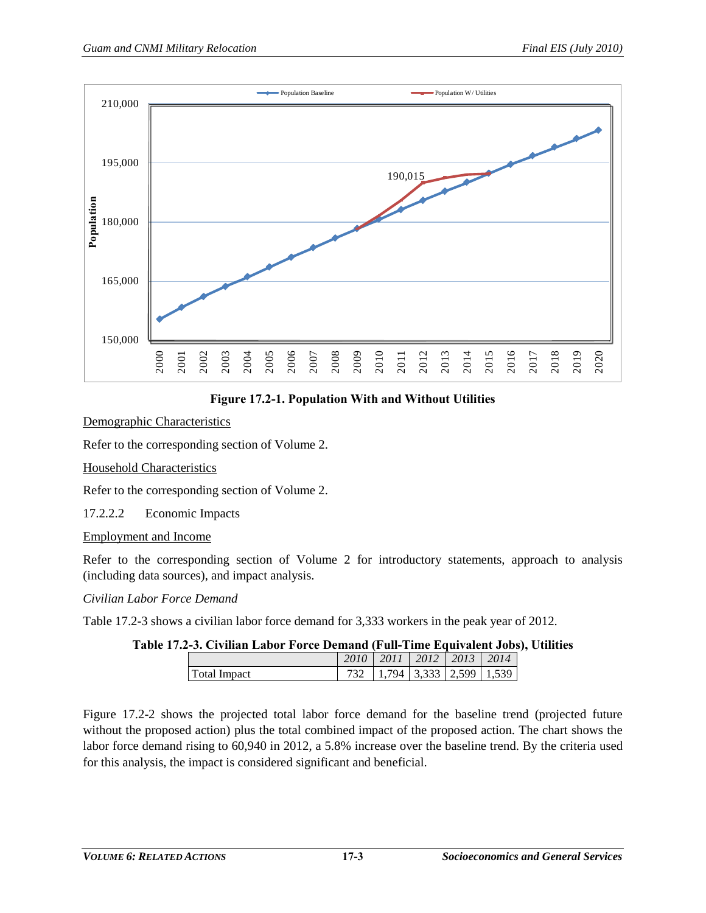**Figure 17.2-1. Population With and Without Utilities**

Demographic Characteristics

Refer to the corresponding section of Volume 2.

Household Characteristics

Refer to the corresponding section of Volume 2.

#### 17.2.2.2 Economic Impacts

Employment and Income

Refer to the corresponding section of Volume 2 for introductory statements, approach to analysis (including data sources), and impact analysis.

*Civilian Labor Force Demand*

Table 17.2-3 shows a civilian labor force demand for 3,333 workers in the peak year of 2012.

**Table 17.2-3. Civilian Labor Force Demand (Full-Time Equivalent Jobs), Utilities**

| | *2010* | *2011* | *2012* | *2013* | *2014* |
|---|---|---|---|---|---|
| Total Impact | 732 | 1,794 | 3,333 | 2,599 | 1,539 |

Figure 17.2-2 shows the projected total labor force demand for the baseline trend (projected future without the proposed action) plus the total combined impact of the proposed action. The chart shows the labor force demand rising to 60,940 in 2012, a 5.8% increase over the baseline trend. By the criteria used for this analysis, the impact is considered significant and beneficial.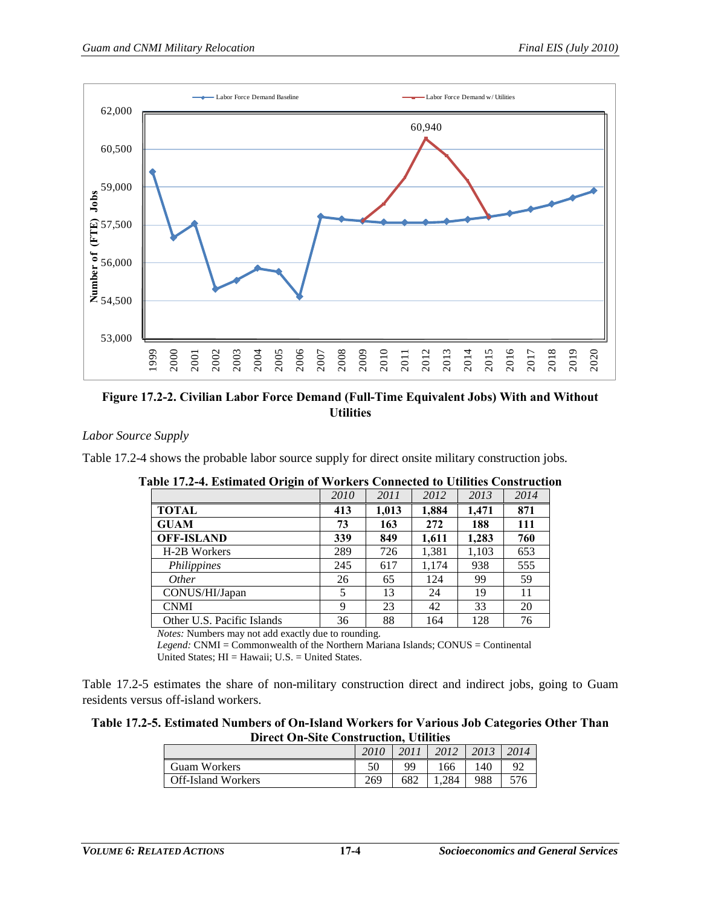**Figure 17.2-2. Civilian Labor Force Demand (Full-Time Equivalent Jobs) With and Without Utilities**

*Labor Source Supply*

Table 17.2-4 shows the probable labor source supply for direct onsite military construction jobs.

**Table 17.2-4. Estimated Origin of Workers Connected to Utilities Construction**

| | *2010* | *2011* | *2012* | *2013* | *2014* |
|---|---|---|---|---|---|
| **TOTAL** | **413** | **1,013** | **1,884** | **1,471** | **871** |
| **GUAM** | **73** | **163** | **272** | **188** | **111** |
| **OFF-ISLAND** | **339** | **849** | **1,611** | **1,283** | **760** |
| H-2B Workers | 289 | 726 | 1,381 | 1,103 | 653 |
| *Philippines* | 245 | 617 | 1,174 | 938 | 555 |
| *Other* | 26 | 65 | 124 | 99 | 59 |
| CONUS/HI/Japan | 5 | 13 | 24 | 19 | 11 |
| CNMI | 9 | 23 | 42 | 33 | 20 |
| Other U.S. Pacific Islands | 36 | 88 | 164 | 128 | 76 |

*Notes:* Numbers may not add exactly due to rounding.
*Legend:* CNMI = Commonwealth of the Northern Mariana Islands; CONUS = Continental United States; HI = Hawaii; U.S. = United States.

Table 17.2-5 estimates the share of non-military construction direct and indirect jobs, going to Guam residents versus off-island workers.

**Table 17.2-5. Estimated Numbers of On-Island Workers for Various Job Categories Other Than Direct On-Site Construction, Utilities**

| | *2010* | *2011* | *2012* | *2013* | *2014* |
|---|---|---|---|---|---|
| Guam Workers | 50 | 99 | 166 | 140 | 92 |
| Off-Island Workers | 269 | 682 | 1,284 | 988 | 576 |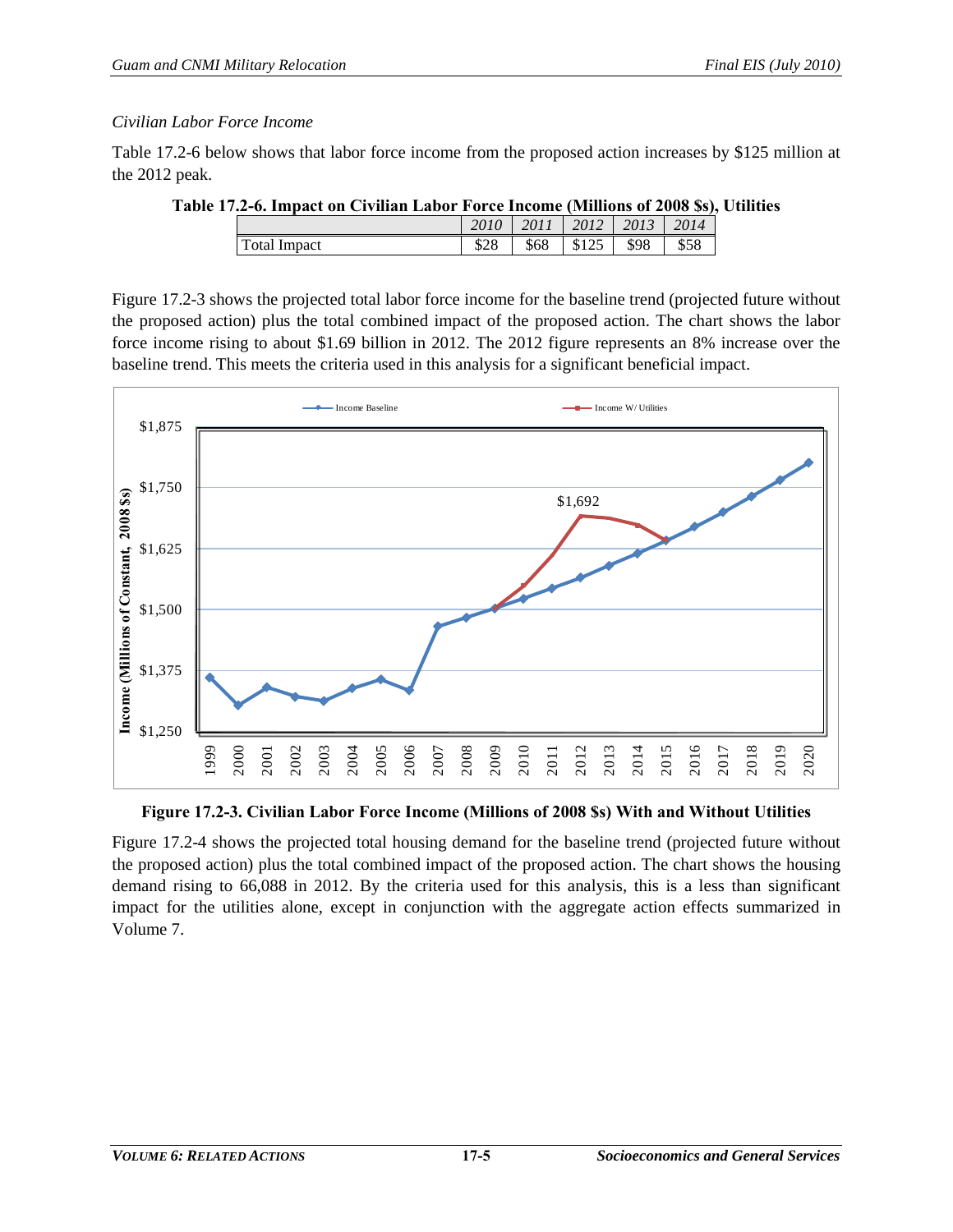*Civilian Labor Force Income*

Table 17.2-6 below shows that labor force income from the proposed action increases by $125 million at the 2012 peak.

**Table 17.2-6. Impact on Civilian Labor Force Income (Millions of 2008 $s), Utilities**

| | *2010* | *2011* | *2012* | *2013* | *2014* |
|---|---|---|---|---|---|
| Total Impact | $28 | $68 | $125 | $98 | $58 |

Figure 17.2-3 shows the projected total labor force income for the baseline trend (projected future without the proposed action) plus the total combined impact of the proposed action. The chart shows the labor force income rising to about $1.69 billion in 2012. The 2012 figure represents an 8% increase over the baseline trend. This meets the criteria used in this analysis for a significant beneficial impact.

**Figure 17.2-3. Civilian Labor Force Income (Millions of 2008 $s) With and Without Utilities**

Figure 17.2-4 shows the projected total housing demand for the baseline trend (projected future without the proposed action) plus the total combined impact of the proposed action. The chart shows the housing demand rising to 66,088 in 2012. By the criteria used for this analysis, this is a less than significant impact for the utilities alone, except in conjunction with the aggregate action effects summarized in Volume 7.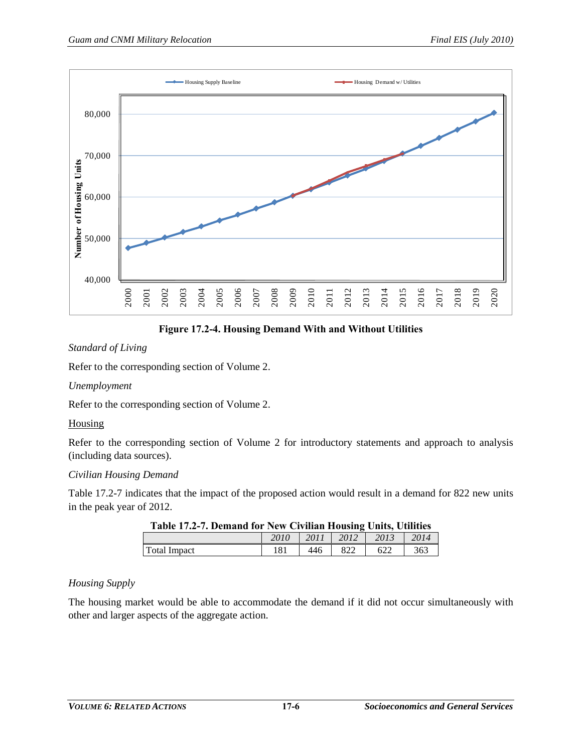**Figure 17.2-4. Housing Demand With and Without Utilities**

*Standard of Living*

Refer to the corresponding section of Volume 2.

*Unemployment*

Refer to the corresponding section of Volume 2.

Housing

Refer to the corresponding section of Volume 2 for introductory statements and approach to analysis (including data sources).

*Civilian Housing Demand*

Table 17.2-7 indicates that the impact of the proposed action would result in a demand for 822 new units in the peak year of 2012.

**Table 17.2-7. Demand for New Civilian Housing Units, Utilities**

| | *2010* | *2011* | *2012* | *2013* | *2014* |
|---|---|---|---|---|---|
| Total Impact | 181 | 446 | 822 | 622 | 363 |

*Housing Supply*

The housing market would be able to accommodate the demand if it did not occur simultaneously with other and larger aspects of the aggregate action.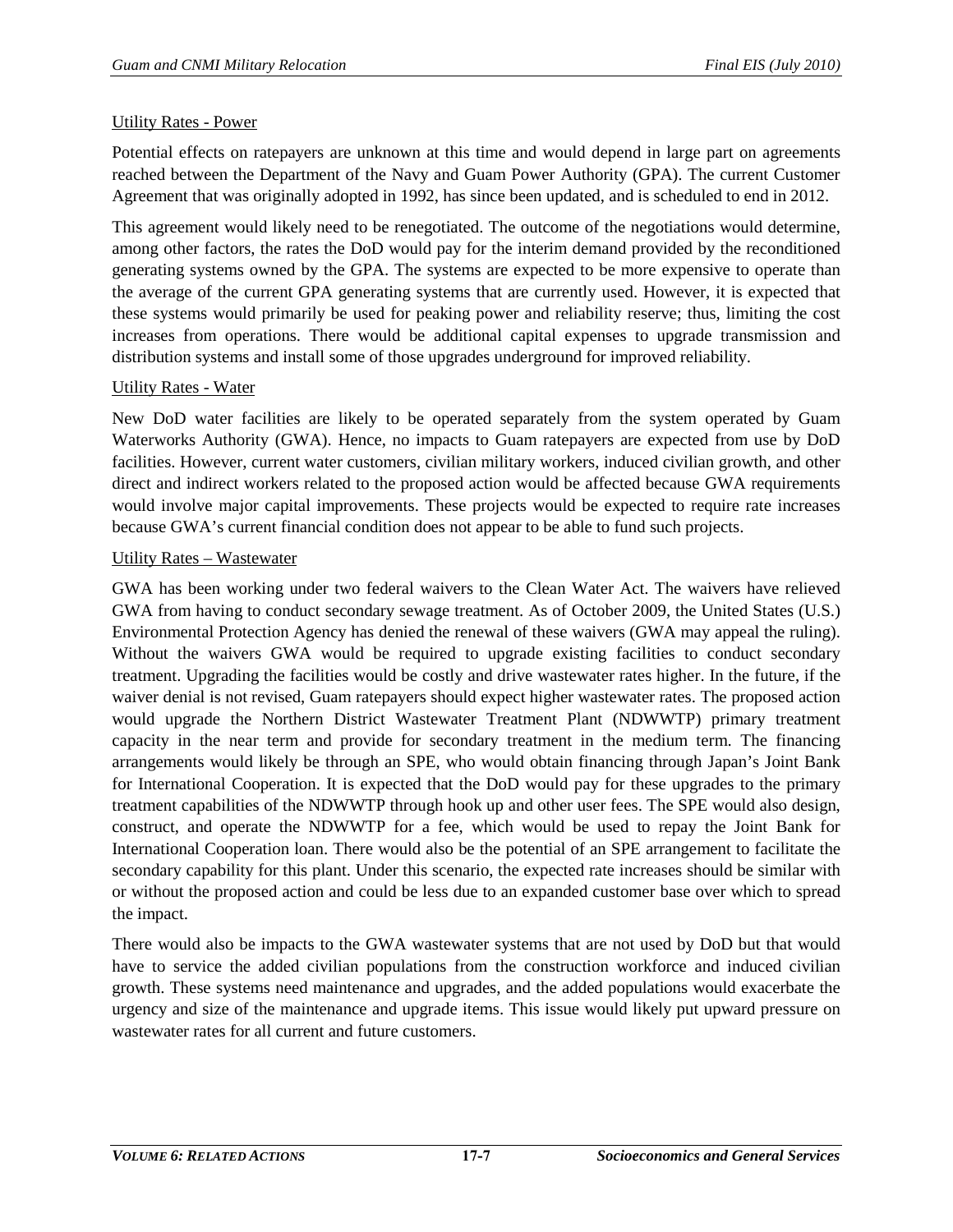Utility Rates - Power

Potential effects on ratepayers are unknown at this time and would depend in large part on agreements reached between the Department of the Navy and Guam Power Authority (GPA). The current Customer Agreement that was originally adopted in 1992, has since been updated, and is scheduled to end in 2012.

This agreement would likely need to be renegotiated. The outcome of the negotiations would determine, among other factors, the rates the DoD would pay for the interim demand provided by the reconditioned generating systems owned by the GPA. The systems are expected to be more expensive to operate than the average of the current GPA generating systems that are currently used. However, it is expected that these systems would primarily be used for peaking power and reliability reserve; thus, limiting the cost increases from operations. There would be additional capital expenses to upgrade transmission and distribution systems and install some of those upgrades underground for improved reliability.

Utility Rates - Water

New DoD water facilities are likely to be operated separately from the system operated by Guam Waterworks Authority (GWA). Hence, no impacts to Guam ratepayers are expected from use by DoD facilities. However, current water customers, civilian military workers, induced civilian growth, and other direct and indirect workers related to the proposed action would be affected because GWA requirements would involve major capital improvements. These projects would be expected to require rate increases because GWA's current financial condition does not appear to be able to fund such projects.

Utility Rates – Wastewater

GWA has been working under two federal waivers to the Clean Water Act. The waivers have relieved GWA from having to conduct secondary sewage treatment. As of October 2009, the United States (U.S.) Environmental Protection Agency has denied the renewal of these waivers (GWA may appeal the ruling). Without the waivers GWA would be required to upgrade existing facilities to conduct secondary treatment. Upgrading the facilities would be costly and drive wastewater rates higher. In the future, if the waiver denial is not revised, Guam ratepayers should expect higher wastewater rates. The proposed action would upgrade the Northern District Wastewater Treatment Plant (NDWWTP) primary treatment capacity in the near term and provide for secondary treatment in the medium term. The financing arrangements would likely be through an SPE, who would obtain financing through Japan's Joint Bank for International Cooperation. It is expected that the DoD would pay for these upgrades to the primary treatment capabilities of the NDWWTP through hook up and other user fees. The SPE would also design, construct, and operate the NDWWTP for a fee, which would be used to repay the Joint Bank for International Cooperation loan. There would also be the potential of an SPE arrangement to facilitate the secondary capability for this plant. Under this scenario, the expected rate increases should be similar with or without the proposed action and could be less due to an expanded customer base over which to spread the impact.

There would also be impacts to the GWA wastewater systems that are not used by DoD but that would have to service the added civilian populations from the construction workforce and induced civilian growth. These systems need maintenance and upgrades, and the added populations would exacerbate the urgency and size of the maintenance and upgrade items. This issue would likely put upward pressure on wastewater rates for all current and future customers.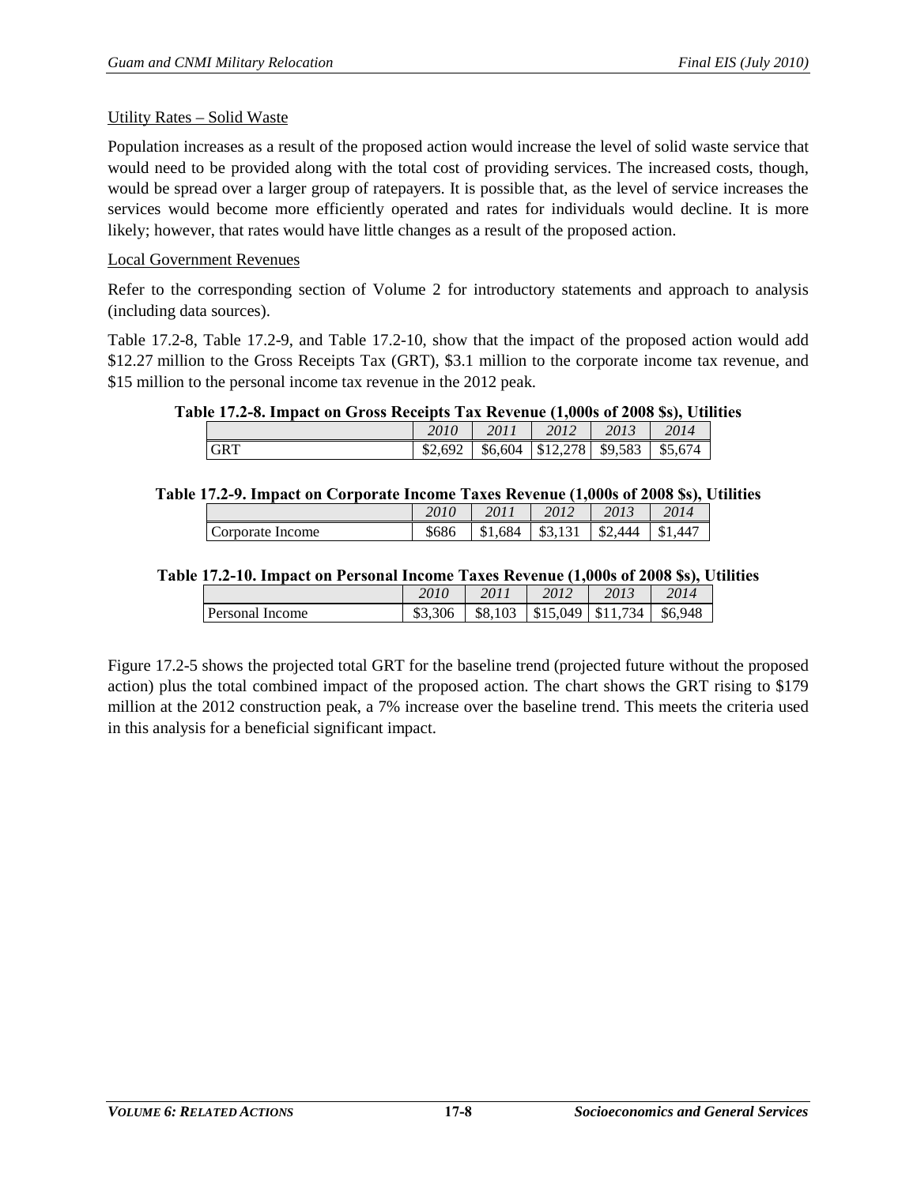Utility Rates – Solid Waste

Population increases as a result of the proposed action would increase the level of solid waste service that would need to be provided along with the total cost of providing services. The increased costs, though, would be spread over a larger group of ratepayers. It is possible that, as the level of service increases the services would become more efficiently operated and rates for individuals would decline. It is more likely; however, that rates would have little changes as a result of the proposed action.

Local Government Revenues

Refer to the corresponding section of Volume 2 for introductory statements and approach to analysis (including data sources).

Table 17.2-8, Table 17.2-9, and Table 17.2-10, show that the impact of the proposed action would add $12.27 million to the Gross Receipts Tax (GRT), $3.1 million to the corporate income tax revenue, and $15 million to the personal income tax revenue in the 2012 peak.

**Table 17.2-8. Impact on Gross Receipts Tax Revenue (1,000s of 2008 $s), Utilities**

| | *2010* | *2011* | *2012* | *2013* | *2014* |
|---|---|---|---|---|---|
| GRT | $2,692 | $6,604 | $12,278 | $9,583 | $5,674 |

**Table 17.2-9. Impact on Corporate Income Taxes Revenue (1,000s of 2008 $s), Utilities**

| | *2010* | *2011* | *2012* | *2013* | *2014* |
|---|---|---|---|---|---|
| Corporate Income | $686 | $1,684 | $3,131 | $2,444 | $1,447 |

**Table 17.2-10. Impact on Personal Income Taxes Revenue (1,000s of 2008 $s), Utilities**

| | *2010* | *2011* | *2012* | *2013* | *2014* |
|---|---|---|---|---|---|
| Personal Income | $3,306 | $8,103 | $15,049 | $11,734 | $6,948 |

Figure 17.2-5 shows the projected total GRT for the baseline trend (projected future without the proposed action) plus the total combined impact of the proposed action. The chart shows the GRT rising to $179 million at the 2012 construction peak, a 7% increase over the baseline trend. This meets the criteria used in this analysis for a beneficial significant impact.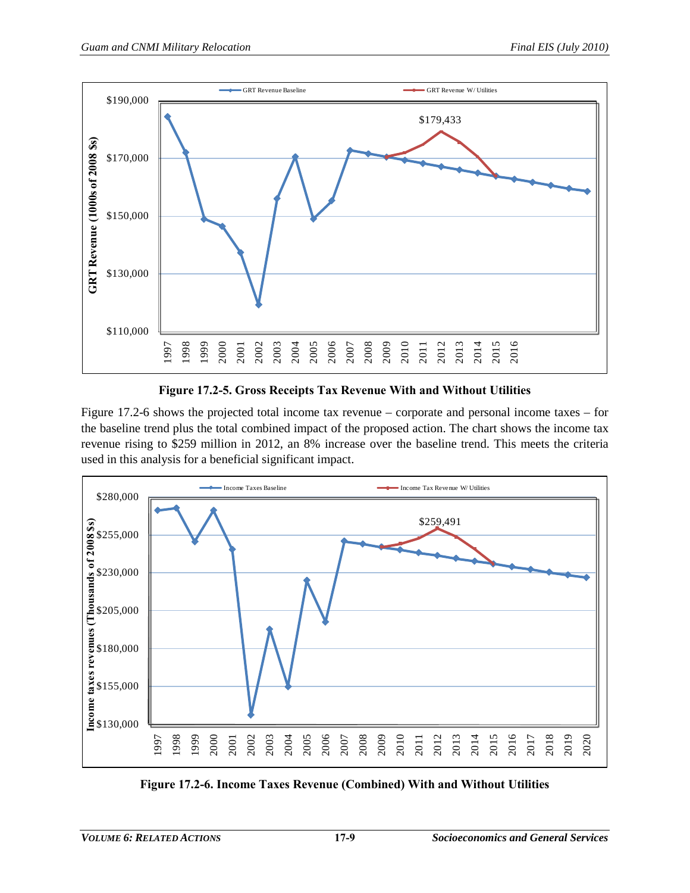**Figure 17.2-5. Gross Receipts Tax Revenue With and Without Utilities**

Figure 17.2-6 shows the projected total income tax revenue – corporate and personal income taxes – for the baseline trend plus the total combined impact of the proposed action. The chart shows the income tax revenue rising to $259 million in 2012, an 8% increase over the baseline trend. This meets the criteria used in this analysis for a beneficial significant impact.

**Figure 17.2-6. Income Taxes Revenue (Combined) With and Without Utilities**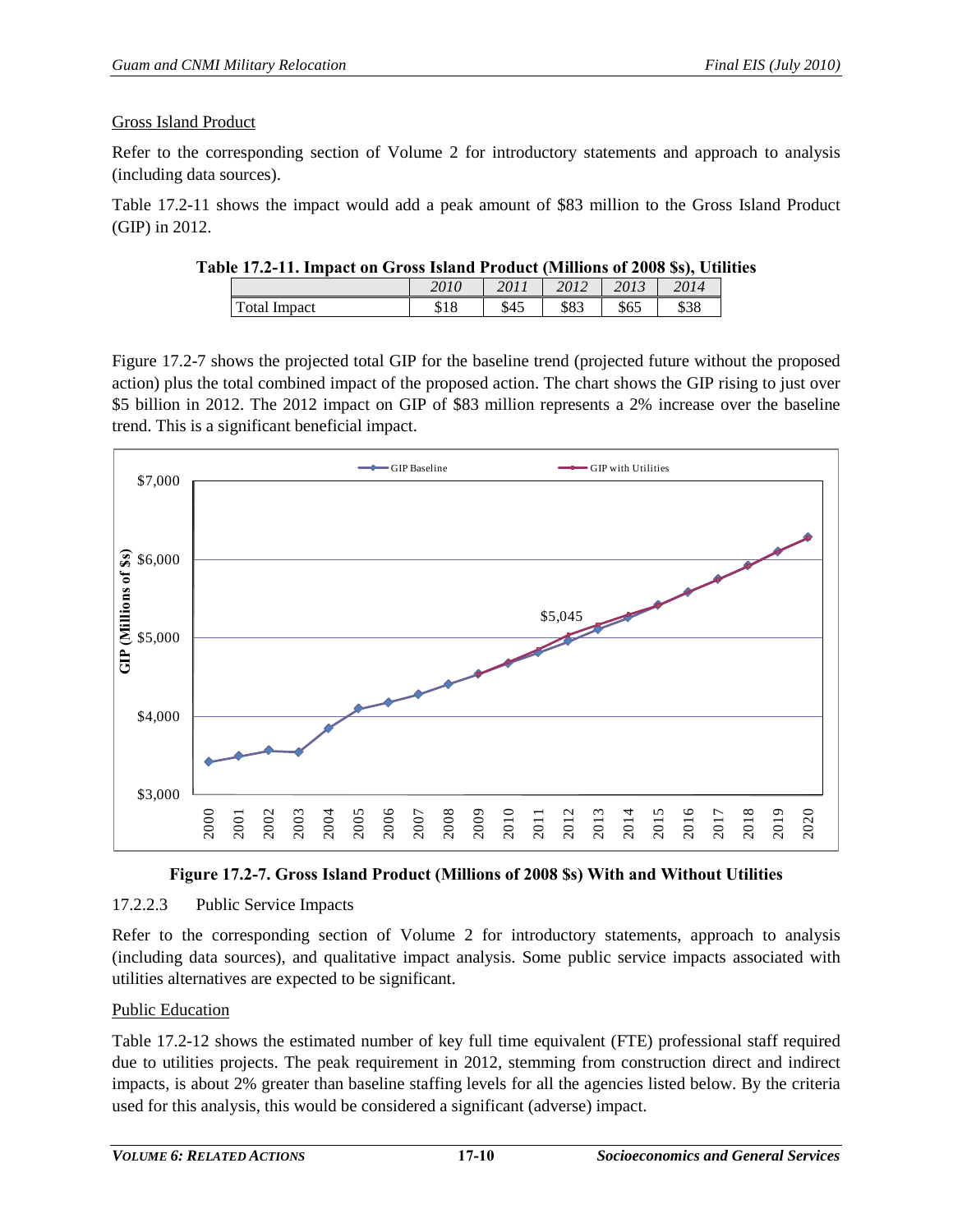### Gross Island Product

Refer to the corresponding section of Volume 2 for introductory statements and approach to analysis (including data sources).

Table 17.2-11 shows the impact would add a peak amount of $83 million to the Gross Island Product (GIP) in 2012.

**Table 17.2-11. Impact on Gross Island Product (Millions of 2008 $s), Utilities**

| | *2010* | *2011* | *2012* | *2013* | *2014* |
|---|---|---|---|---|---|
| Total Impact | $18 | $45 | $83 | $65 | $38 |

Figure 17.2-7 shows the projected total GIP for the baseline trend (projected future without the proposed action) plus the total combined impact of the proposed action. The chart shows the GIP rising to just over $5 billion in 2012. The 2012 impact on GIP of $83 million represents a 2% increase over the baseline trend. This is a significant beneficial impact.

**Figure 17.2-7. Gross Island Product (Millions of 2008 $s) With and Without Utilities**

### 17.2.2.3 Public Service Impacts

Refer to the corresponding section of Volume 2 for introductory statements, approach to analysis (including data sources), and qualitative impact analysis. Some public service impacts associated with utilities alternatives are expected to be significant.

### Public Education

Table 17.2-12 shows the estimated number of key full time equivalent (FTE) professional staff required due to utilities projects. The peak requirement in 2012, stemming from construction direct and indirect impacts, is about 2% greater than baseline staffing levels for all the agencies listed below. By the criteria used for this analysis, this would be considered a significant (adverse) impact.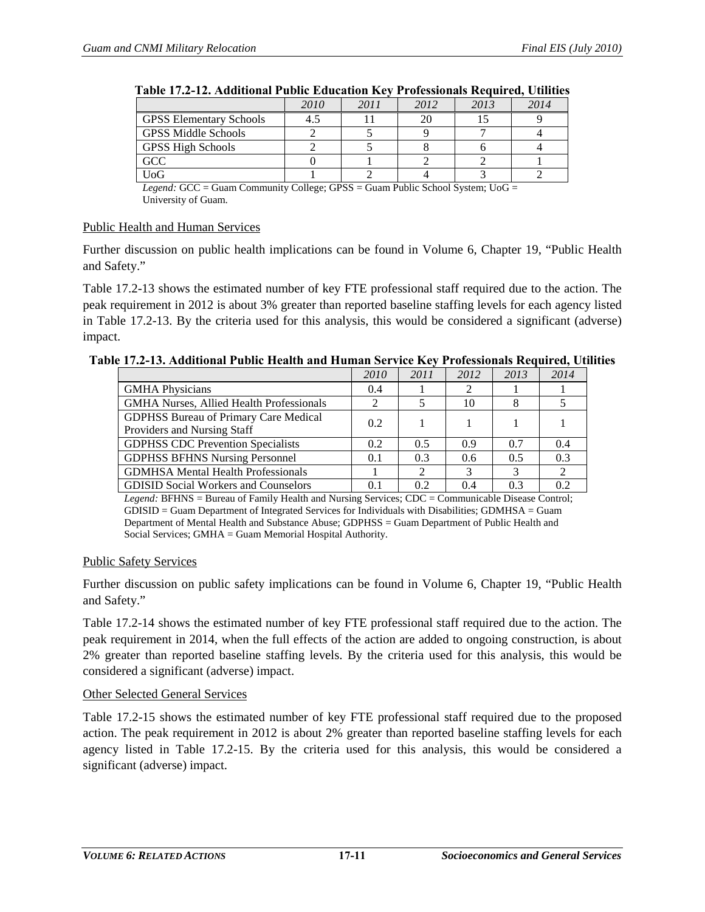**Table 17.2-12. Additional Public Education Key Professionals Required, Utilities**

| | *2010* | *2011* | *2012* | *2013* | *2014* |
|---|---|---|---|---|---|
| GPSS Elementary Schools | 4.5 | 11 | 20 | 15 | 9 |
| GPSS Middle Schools | 2 | 5 | 9 | 7 | 4 |
| GPSS High Schools | 2 | 5 | 8 | 6 | 4 |
| GCC | 0 | 1 | 2 | 2 | 1 |
| UoG | 1 | 2 | 4 | 3 | 2 |

*Legend:* GCC = Guam Community College; GPSS = Guam Public School System; UoG = University of Guam.

Public Health and Human Services

Further discussion on public health implications can be found in Volume 6, Chapter 19, "Public Health and Safety."

Table 17.2-13 shows the estimated number of key FTE professional staff required due to the action. The peak requirement in 2012 is about 3% greater than reported baseline staffing levels for each agency listed in Table 17.2-13. By the criteria used for this analysis, this would be considered a significant (adverse) impact.

**Table 17.2-13. Additional Public Health and Human Service Key Professionals Required, Utilities**

| | *2010* | *2011* | *2012* | *2013* | *2014* |
|---|---|---|---|---|---|
| GMHA Physicians | 0.4 | 1 | 2 | 1 | 1 |
| GMHA Nurses, Allied Health Professionals | 2 | 5 | 10 | 8 | 5 |
| GDPHSS Bureau of Primary Care Medical Providers and Nursing Staff | 0.2 | 1 | 1 | 1 | 1 |
| GDPHSS CDC Prevention Specialists | 0.2 | 0.5 | 0.9 | 0.7 | 0.4 |
| GDPHSS BFHNS Nursing Personnel | 0.1 | 0.3 | 0.6 | 0.5 | 0.3 |
| GDMHSA Mental Health Professionals | 1 | 2 | 3 | 3 | 2 |
| GDISID Social Workers and Counselors | 0.1 | 0.2 | 0.4 | 0.3 | 0.2 |

*Legend:* BFHNS = Bureau of Family Health and Nursing Services; CDC = Communicable Disease Control; GDISID = Guam Department of Integrated Services for Individuals with Disabilities; GDMHSA = Guam Department of Mental Health and Substance Abuse; GDPHSS = Guam Department of Public Health and Social Services; GMHA = Guam Memorial Hospital Authority.

Public Safety Services

Further discussion on public safety implications can be found in Volume 6, Chapter 19, "Public Health and Safety."

Table 17.2-14 shows the estimated number of key FTE professional staff required due to the action. The peak requirement in 2014, when the full effects of the action are added to ongoing construction, is about 2% greater than reported baseline staffing levels. By the criteria used for this analysis, this would be considered a significant (adverse) impact.

Other Selected General Services

Table 17.2-15 shows the estimated number of key FTE professional staff required due to the proposed action. The peak requirement in 2012 is about 2% greater than reported baseline staffing levels for each agency listed in Table 17.2-15. By the criteria used for this analysis, this would be considered a significant (adverse) impact.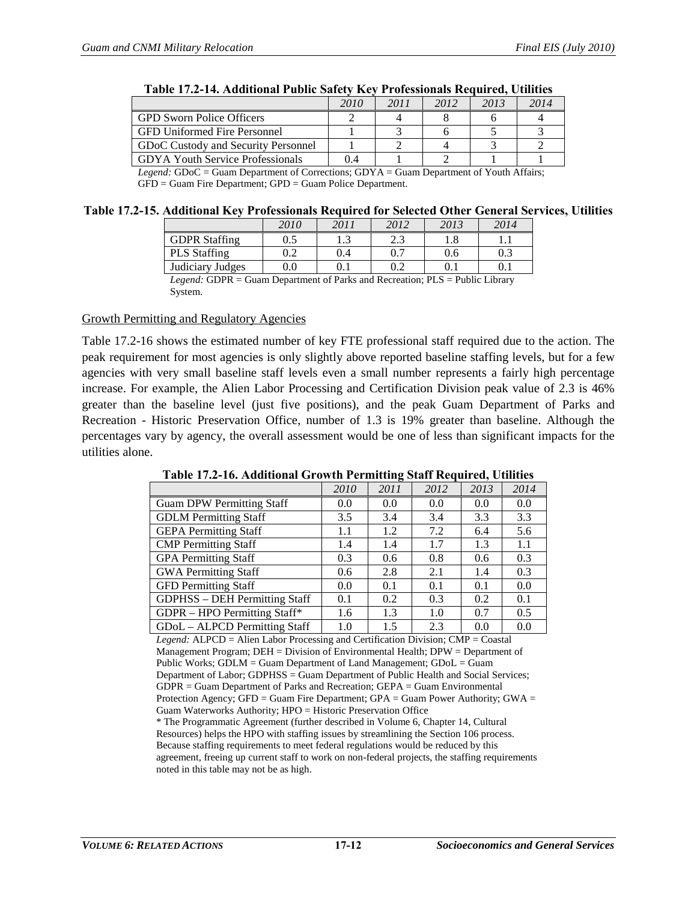**Table 17.2-14. Additional Public Safety Key Professionals Required, Utilities**

| | *2010* | *2011* | *2012* | *2013* | *2014* |
|---|---|---|---|---|---|
| GPD Sworn Police Officers | 2 | 4 | 8 | 6 | 4 |
| GFD Uniformed Fire Personnel | 1 | 3 | 6 | 5 | 3 |
| GDoC Custody and Security Personnel | 1 | 2 | 4 | 3 | 2 |
| GDYA Youth Service Professionals | 0.4 | 1 | 2 | 1 | 1 |

*Legend:* GDoC = Guam Department of Corrections; GDYA = Guam Department of Youth Affairs; GFD = Guam Fire Department; GPD = Guam Police Department.

**Table 17.2-15. Additional Key Professionals Required for Selected Other General Services, Utilities**

| | *2010* | *2011* | *2012* | *2013* | *2014* |
|---|---|---|---|---|---|
| GDPR Staffing | 0.5 | 1.3 | 2.3 | 1.8 | 1.1 |
| PLS Staffing | 0.2 | 0.4 | 0.7 | 0.6 | 0.3 |
| Judiciary Judges | 0.0 | 0.1 | 0.2 | 0.1 | 0.1 |

*Legend:* GDPR = Guam Department of Parks and Recreation; PLS = Public Library System.

Growth Permitting and Regulatory Agencies

Table 17.2-16 shows the estimated number of key FTE professional staff required due to the action. The peak requirement for most agencies is only slightly above reported baseline staffing levels, but for a few agencies with very small baseline staff levels even a small number represents a fairly high percentage increase. For example, the Alien Labor Processing and Certification Division peak value of 2.3 is 46% greater than the baseline level (just five positions), and the peak Guam Department of Parks and Recreation - Historic Preservation Office, number of 1.3 is 19% greater than baseline. Although the percentages vary by agency, the overall assessment would be one of less than significant impacts for the utilities alone.

**Table 17.2-16. Additional Growth Permitting Staff Required, Utilities**

| | *2010* | *2011* | *2012* | *2013* | *2014* |
|---|---|---|---|---|---|
| Guam DPW Permitting Staff | 0.0 | 0.0 | 0.0 | 0.0 | 0.0 |
| GDLM Permitting Staff | 3.5 | 3.4 | 3.4 | 3.3 | 3.3 |
| GEPA Permitting Staff | 1.1 | 1.2 | 7.2 | 6.4 | 5.6 |
| CMP Permitting Staff | 1.4 | 1.4 | 1.7 | 1.3 | 1.1 |
| GPA Permitting Staff | 0.3 | 0.6 | 0.8 | 0.6 | 0.3 |
| GWA Permitting Staff | 0.6 | 2.8 | 2.1 | 1.4 | 0.3 |
| GFD Permitting Staff | 0.0 | 0.1 | 0.1 | 0.1 | 0.0 |
| GDPHSS – DEH Permitting Staff | 0.1 | 0.2 | 0.3 | 0.2 | 0.1 |
| GDPR – HPO Permitting Staff* | 1.6 | 1.3 | 1.0 | 0.7 | 0.5 |
| GDoL – ALPCD Permitting Staff | 1.0 | 1.5 | 2.3 | 0.0 | 0.0 |

*Legend:* ALPCD = Alien Labor Processing and Certification Division; CMP = Coastal Management Program; DEH = Division of Environmental Health; DPW = Department of Public Works; GDLM = Guam Department of Land Management; GDoL = Guam Department of Labor; GDPHSS = Guam Department of Public Health and Social Services; GDPR = Guam Department of Parks and Recreation; GEPA = Guam Environmental Protection Agency; GFD = Guam Fire Department; GPA = Guam Power Authority; GWA = Guam Waterworks Authority; HPO = Historic Preservation Office

\* The Programmatic Agreement (further described in Volume 6, Chapter 14, Cultural Resources) helps the HPO with staffing issues by streamlining the Section 106 process. Because staffing requirements to meet federal regulations would be reduced by this agreement, freeing up current staff to work on non-federal projects, the staffing requirements noted in this table may not be as high.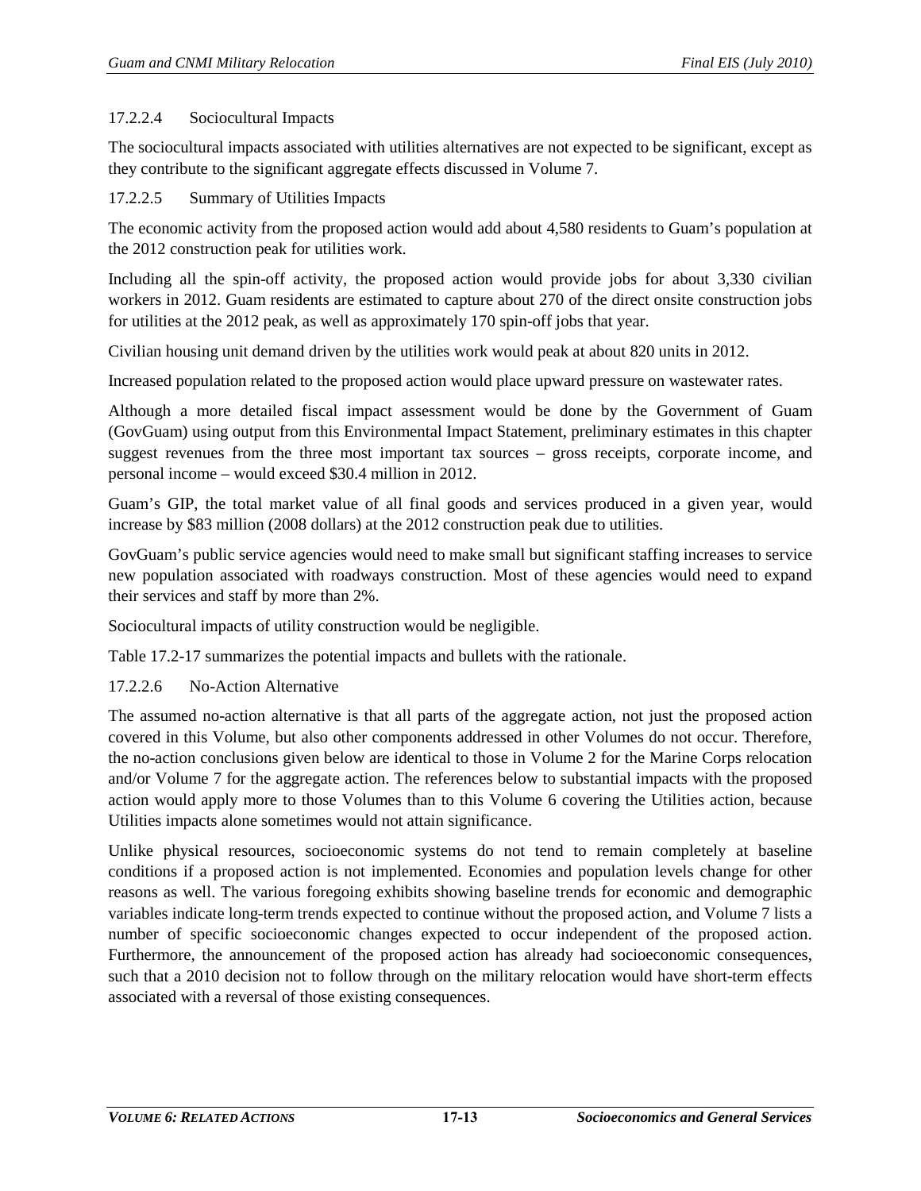#### 17.2.2.4 Sociocultural Impacts

The sociocultural impacts associated with utilities alternatives are not expected to be significant, except as they contribute to the significant aggregate effects discussed in Volume 7.

#### 17.2.2.5 Summary of Utilities Impacts

The economic activity from the proposed action would add about 4,580 residents to Guam's population at the 2012 construction peak for utilities work.

Including all the spin-off activity, the proposed action would provide jobs for about 3,330 civilian workers in 2012. Guam residents are estimated to capture about 270 of the direct onsite construction jobs for utilities at the 2012 peak, as well as approximately 170 spin-off jobs that year.

Civilian housing unit demand driven by the utilities work would peak at about 820 units in 2012.

Increased population related to the proposed action would place upward pressure on wastewater rates.

Although a more detailed fiscal impact assessment would be done by the Government of Guam (GovGuam) using output from this Environmental Impact Statement, preliminary estimates in this chapter suggest revenues from the three most important tax sources – gross receipts, corporate income, and personal income – would exceed $30.4 million in 2012.

Guam's GIP, the total market value of all final goods and services produced in a given year, would increase by $83 million (2008 dollars) at the 2012 construction peak due to utilities.

GovGuam's public service agencies would need to make small but significant staffing increases to service new population associated with roadways construction. Most of these agencies would need to expand their services and staff by more than 2%.

Sociocultural impacts of utility construction would be negligible.

Table 17.2-17 summarizes the potential impacts and bullets with the rationale.

#### 17.2.2.6 No-Action Alternative

The assumed no-action alternative is that all parts of the aggregate action, not just the proposed action covered in this Volume, but also other components addressed in other Volumes do not occur. Therefore, the no-action conclusions given below are identical to those in Volume 2 for the Marine Corps relocation and/or Volume 7 for the aggregate action. The references below to substantial impacts with the proposed action would apply more to those Volumes than to this Volume 6 covering the Utilities action, because Utilities impacts alone sometimes would not attain significance.

Unlike physical resources, socioeconomic systems do not tend to remain completely at baseline conditions if a proposed action is not implemented. Economies and population levels change for other reasons as well. The various foregoing exhibits showing baseline trends for economic and demographic variables indicate long-term trends expected to continue without the proposed action, and Volume 7 lists a number of specific socioeconomic changes expected to occur independent of the proposed action. Furthermore, the announcement of the proposed action has already had socioeconomic consequences, such that a 2010 decision not to follow through on the military relocation would have short-term effects associated with a reversal of those existing consequences.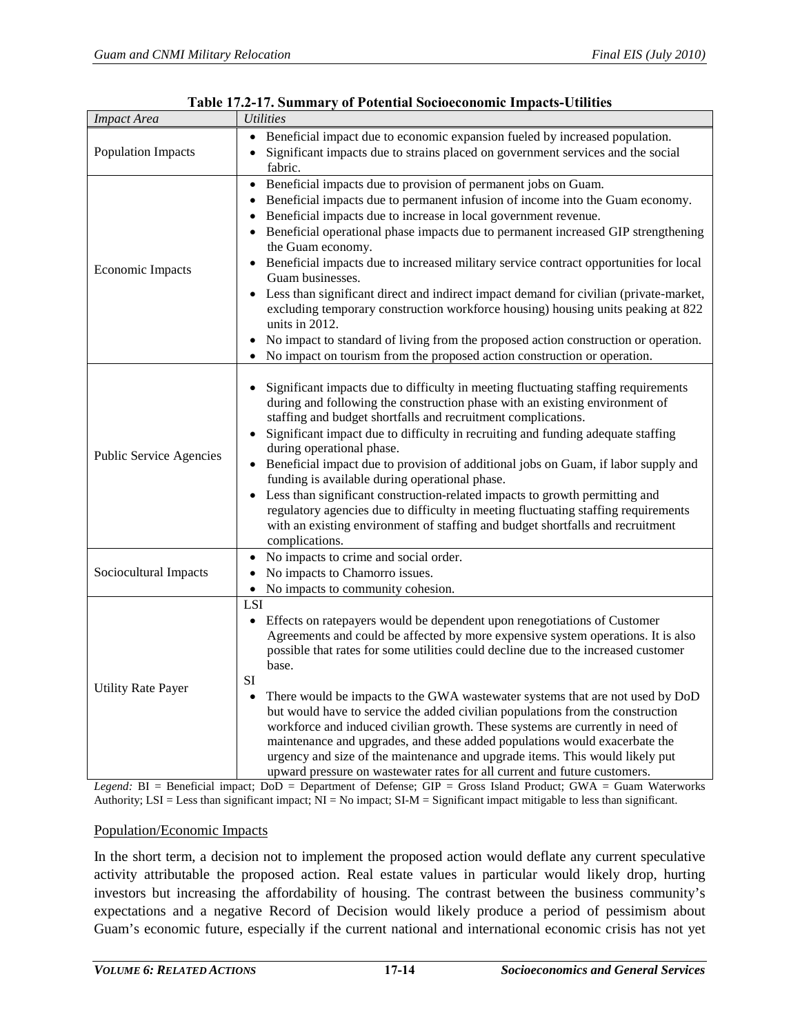**Table 17.2-17. Summary of Potential Socioeconomic Impacts-Utilities**

| *Impact Area* | *Utilities* |
|---|---|
| Population Impacts | • Beneficial impact due to economic expansion fueled by increased population.<br>• Significant impacts due to strains placed on government services and the social fabric. |
| Economic Impacts | • Beneficial impacts due to provision of permanent jobs on Guam.<br>• Beneficial impacts due to permanent infusion of income into the Guam economy.<br>• Beneficial impacts due to increase in local government revenue.<br>• Beneficial operational phase impacts due to permanent increased GIP strengthening the Guam economy.<br>• Beneficial impacts due to increased military service contract opportunities for local Guam businesses.<br>• Less than significant direct and indirect impact demand for civilian (private-market, excluding temporary construction workforce housing) housing units peaking at 822 units in 2012.<br>• No impact to standard of living from the proposed action construction or operation.<br>• No impact on tourism from the proposed action construction or operation. |
| Public Service Agencies | • Significant impacts due to difficulty in meeting fluctuating staffing requirements during and following the construction phase with an existing environment of staffing and budget shortfalls and recruitment complications.<br>• Significant impact due to difficulty in recruiting and funding adequate staffing during operational phase.<br>• Beneficial impact due to provision of additional jobs on Guam, if labor supply and funding is available during operational phase.<br>• Less than significant construction-related impacts to growth permitting and regulatory agencies due to difficulty in meeting fluctuating staffing requirements with an existing environment of staffing and budget shortfalls and recruitment complications. |
| Sociocultural Impacts | • No impacts to crime and social order.<br>• No impacts to Chamorro issues.<br>• No impacts to community cohesion. |
| Utility Rate Payer | LSI<br>• Effects on ratepayers would be dependent upon renegotiations of Customer Agreements and could be affected by more expensive system operations. It is also possible that rates for some utilities could decline due to the increased customer base.<br>SI<br>• There would be impacts to the GWA wastewater systems that are not used by DoD but would have to service the added civilian populations from the construction workforce and induced civilian growth. These systems are currently in need of maintenance and upgrades, and these added populations would exacerbate the urgency and size of the maintenance and upgrade items. This would likely put upward pressure on wastewater rates for all current and future customers. |

*Legend:* BI = Beneficial impact; DoD = Department of Defense; GIP = Gross Island Product; GWA = Guam Waterworks Authority; LSI = Less than significant impact; NI = No impact; SI-M = Significant impact mitigable to less than significant.

Population/Economic Impacts

In the short term, a decision not to implement the proposed action would deflate any current speculative activity attributable the proposed action. Real estate values in particular would likely drop, hurting investors but increasing the affordability of housing. The contrast between the business community's expectations and a negative Record of Decision would likely produce a period of pessimism about Guam's economic future, especially if the current national and international economic crisis has not yet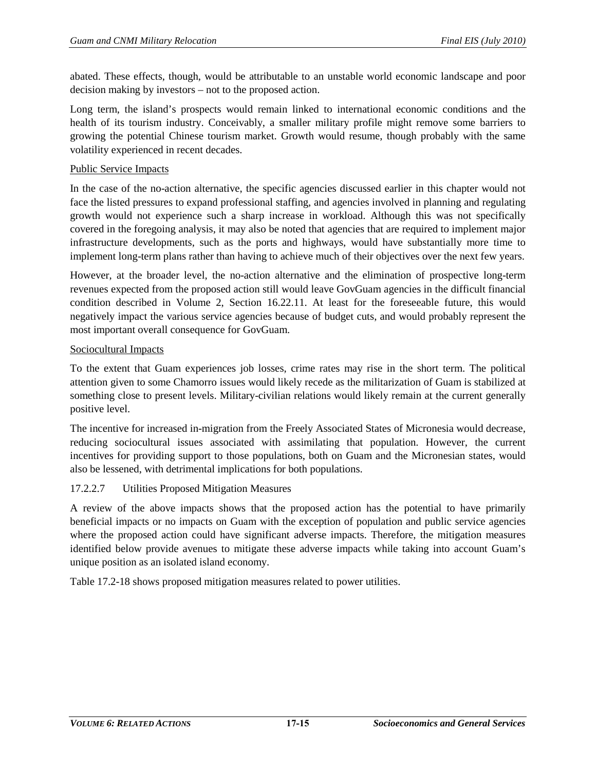abated. These effects, though, would be attributable to an unstable world economic landscape and poor decision making by investors – not to the proposed action.

Long term, the island's prospects would remain linked to international economic conditions and the health of its tourism industry. Conceivably, a smaller military profile might remove some barriers to growing the potential Chinese tourism market. Growth would resume, though probably with the same volatility experienced in recent decades.

Public Service Impacts

In the case of the no-action alternative, the specific agencies discussed earlier in this chapter would not face the listed pressures to expand professional staffing, and agencies involved in planning and regulating growth would not experience such a sharp increase in workload. Although this was not specifically covered in the foregoing analysis, it may also be noted that agencies that are required to implement major infrastructure developments, such as the ports and highways, would have substantially more time to implement long-term plans rather than having to achieve much of their objectives over the next few years.

However, at the broader level, the no-action alternative and the elimination of prospective long-term revenues expected from the proposed action still would leave GovGuam agencies in the difficult financial condition described in Volume 2, Section 16.22.11. At least for the foreseeable future, this would negatively impact the various service agencies because of budget cuts, and would probably represent the most important overall consequence for GovGuam.

Sociocultural Impacts

To the extent that Guam experiences job losses, crime rates may rise in the short term. The political attention given to some Chamorro issues would likely recede as the militarization of Guam is stabilized at something close to present levels. Military-civilian relations would likely remain at the current generally positive level.

The incentive for increased in-migration from the Freely Associated States of Micronesia would decrease, reducing sociocultural issues associated with assimilating that population. However, the current incentives for providing support to those populations, both on Guam and the Micronesian states, would also be lessened, with detrimental implications for both populations.

#### 17.2.2.7 Utilities Proposed Mitigation Measures

A review of the above impacts shows that the proposed action has the potential to have primarily beneficial impacts or no impacts on Guam with the exception of population and public service agencies where the proposed action could have significant adverse impacts. Therefore, the mitigation measures identified below provide avenues to mitigate these adverse impacts while taking into account Guam's unique position as an isolated island economy.

Table 17.2-18 shows proposed mitigation measures related to power utilities.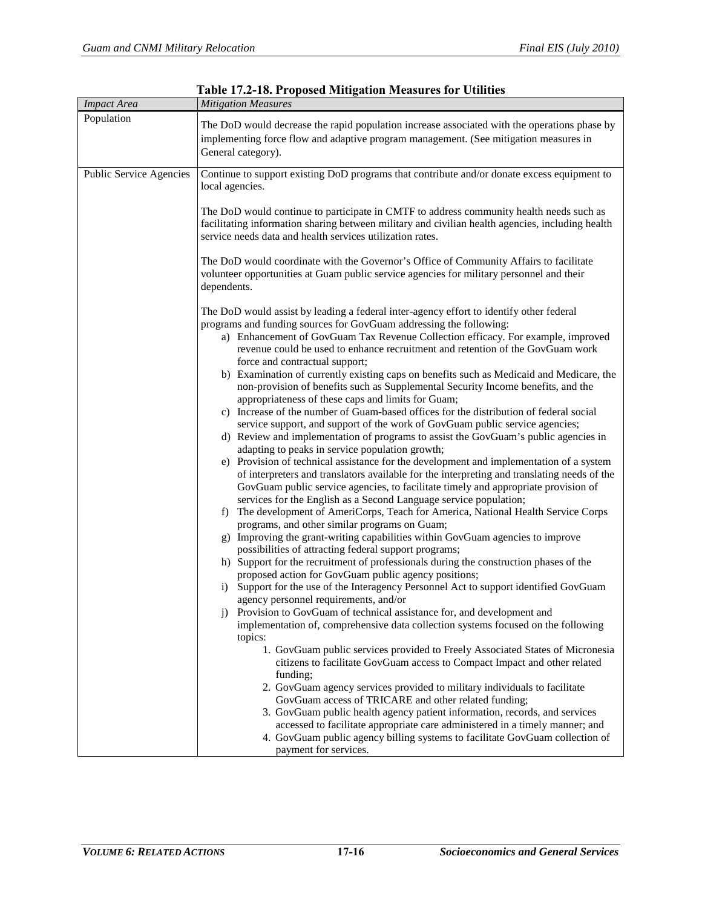**Table 17.2-18. Proposed Mitigation Measures for Utilities**

| *Impact Area* | *Mitigation Measures* |
|---|---|
| Population | The DoD would decrease the rapid population increase associated with the operations phase by implementing force flow and adaptive program management. (See mitigation measures in General category). |
| Public Service Agencies | Continue to support existing DoD programs that contribute and/or donate excess equipment to local agencies.<br><br>The DoD would continue to participate in CMTF to address community health needs such as facilitating information sharing between military and civilian health agencies, including health service needs data and health services utilization rates.<br><br>The DoD would coordinate with the Governor's Office of Community Affairs to facilitate volunteer opportunities at Guam public service agencies for military personnel and their dependents.<br><br>The DoD would assist by leading a federal inter-agency effort to identify other federal programs and funding sources for GovGuam addressing the following:<br>a) Enhancement of GovGuam Tax Revenue Collection efficacy. For example, improved revenue could be used to enhance recruitment and retention of the GovGuam work force and contractual support;<br>b) Examination of currently existing caps on benefits such as Medicaid and Medicare, the non-provision of benefits such as Supplemental Security Income benefits, and the appropriateness of these caps and limits for Guam;<br>c) Increase of the number of Guam-based offices for the distribution of federal social service support, and support of the work of GovGuam public service agencies;<br>d) Review and implementation of programs to assist the GovGuam's public agencies in adapting to peaks in service population growth;<br>e) Provision of technical assistance for the development and implementation of a system of interpreters and translators available for the interpreting and translating needs of the GovGuam public service agencies, to facilitate timely and appropriate provision of services for the English as a Second Language service population;<br>f) The development of AmeriCorps, Teach for America, National Health Service Corps programs, and other similar programs on Guam;<br>g) Improving the grant-writing capabilities within GovGuam agencies to improve possibilities of attracting federal support programs;<br>h) Support for the recruitment of professionals during the construction phases of the proposed action for GovGuam public agency positions;<br>i) Support for the use of the Interagency Personnel Act to support identified GovGuam agency personnel requirements, and/or<br>j) Provision to GovGuam of technical assistance for, and development and implementation of, comprehensive data collection systems focused on the following topics:<br>1. GovGuam public services provided to Freely Associated States of Micronesia citizens to facilitate GovGuam access to Compact Impact and other related funding;<br>2. GovGuam agency services provided to military individuals to facilitate GovGuam access of TRICARE and other related funding;<br>3. GovGuam public health agency patient information, records, and services accessed to facilitate appropriate care administered in a timely manner; and<br>4. GovGuam public agency billing systems to facilitate GovGuam collection of payment for services. |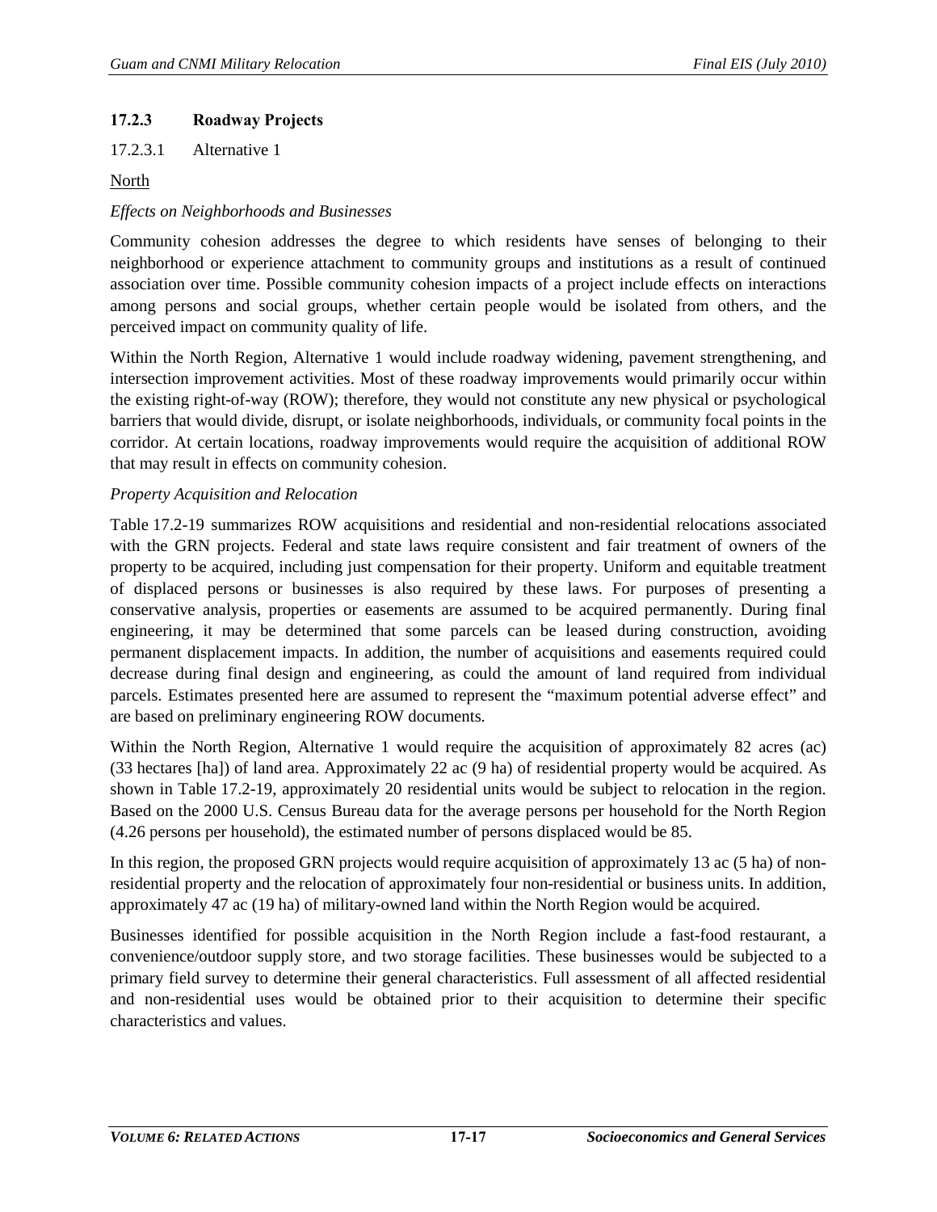### 17.2.3 Roadway Projects

#### 17.2.3.1 Alternative 1

North

*Effects on Neighborhoods and Businesses*

Community cohesion addresses the degree to which residents have senses of belonging to their neighborhood or experience attachment to community groups and institutions as a result of continued association over time. Possible community cohesion impacts of a project include effects on interactions among persons and social groups, whether certain people would be isolated from others, and the perceived impact on community quality of life.

Within the North Region, Alternative 1 would include roadway widening, pavement strengthening, and intersection improvement activities. Most of these roadway improvements would primarily occur within the existing right-of-way (ROW); therefore, they would not constitute any new physical or psychological barriers that would divide, disrupt, or isolate neighborhoods, individuals, or community focal points in the corridor. At certain locations, roadway improvements would require the acquisition of additional ROW that may result in effects on community cohesion.

*Property Acquisition and Relocation*

Table 17.2-19 summarizes ROW acquisitions and residential and non-residential relocations associated with the GRN projects. Federal and state laws require consistent and fair treatment of owners of the property to be acquired, including just compensation for their property. Uniform and equitable treatment of displaced persons or businesses is also required by these laws. For purposes of presenting a conservative analysis, properties or easements are assumed to be acquired permanently. During final engineering, it may be determined that some parcels can be leased during construction, avoiding permanent displacement impacts. In addition, the number of acquisitions and easements required could decrease during final design and engineering, as could the amount of land required from individual parcels. Estimates presented here are assumed to represent the "maximum potential adverse effect" and are based on preliminary engineering ROW documents.

Within the North Region, Alternative 1 would require the acquisition of approximately 82 acres (ac) (33 hectares [ha]) of land area. Approximately 22 ac (9 ha) of residential property would be acquired. As shown in Table 17.2-19, approximately 20 residential units would be subject to relocation in the region. Based on the 2000 U.S. Census Bureau data for the average persons per household for the North Region (4.26 persons per household), the estimated number of persons displaced would be 85.

In this region, the proposed GRN projects would require acquisition of approximately 13 ac (5 ha) of non-residential property and the relocation of approximately four non-residential or business units. In addition, approximately 47 ac (19 ha) of military-owned land within the North Region would be acquired.

Businesses identified for possible acquisition in the North Region include a fast-food restaurant, a convenience/outdoor supply store, and two storage facilities. These businesses would be subjected to a primary field survey to determine their general characteristics. Full assessment of all affected residential and non-residential uses would be obtained prior to their acquisition to determine their specific characteristics and values.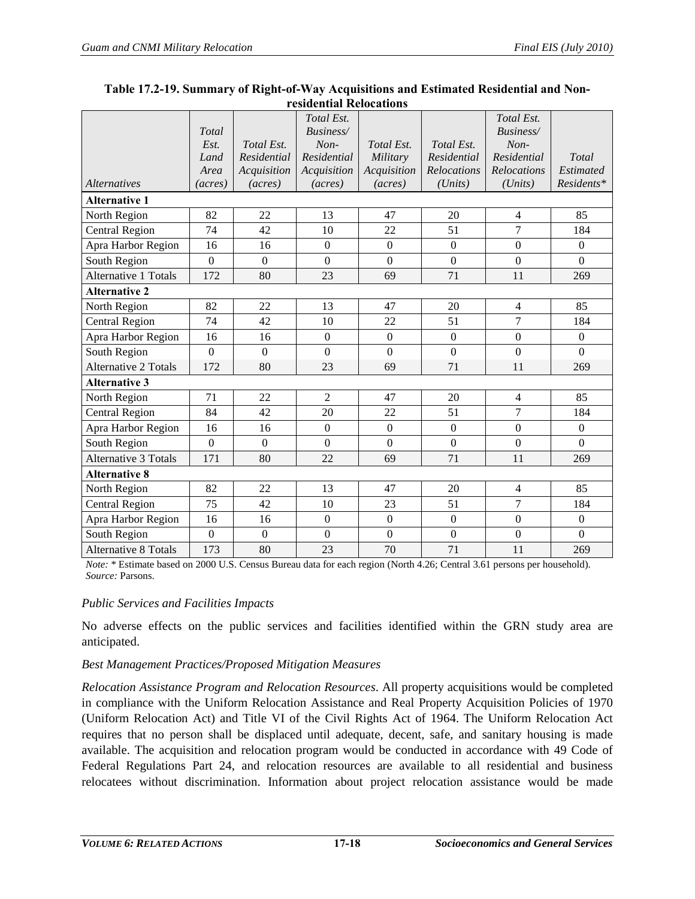**Table 17.2-19. Summary of Right-of-Way Acquisitions and Estimated Residential and Non-residential Relocations**

| *Alternatives* | *Total Est. Land Area (acres)* | *Total Est. Residential Acquisition (acres)* | *Total Est. Business/ Non-Residential Acquisition (acres)* | *Total Est. Military Acquisition (acres)* | *Total Est. Residential Relocations (Units)* | *Total Est. Business/ Non-Residential Relocations (Units)* | *Total Estimated Residents** |
|---|---|---|---|---|---|---|---|
| **Alternative 1** | | | | | | | |
| North Region | 82 | 22 | 13 | 47 | 20 | 4 | 85 |
| Central Region | 74 | 42 | 10 | 22 | 51 | 7 | 184 |
| Apra Harbor Region | 16 | 16 | 0 | 0 | 0 | 0 | 0 |
| South Region | 0 | 0 | 0 | 0 | 0 | 0 | 0 |
| Alternative 1 Totals | 172 | 80 | 23 | 69 | 71 | 11 | 269 |
| **Alternative 2** | | | | | | | |
| North Region | 82 | 22 | 13 | 47 | 20 | 4 | 85 |
| Central Region | 74 | 42 | 10 | 22 | 51 | 7 | 184 |
| Apra Harbor Region | 16 | 16 | 0 | 0 | 0 | 0 | 0 |
| South Region | 0 | 0 | 0 | 0 | 0 | 0 | 0 |
| Alternative 2 Totals | 172 | 80 | 23 | 69 | 71 | 11 | 269 |
| **Alternative 3** | | | | | | | |
| North Region | 71 | 22 | 2 | 47 | 20 | 4 | 85 |
| Central Region | 84 | 42 | 20 | 22 | 51 | 7 | 184 |
| Apra Harbor Region | 16 | 16 | 0 | 0 | 0 | 0 | 0 |
| South Region | 0 | 0 | 0 | 0 | 0 | 0 | 0 |
| Alternative 3 Totals | 171 | 80 | 22 | 69 | 71 | 11 | 269 |
| **Alternative 8** | | | | | | | |
| North Region | 82 | 22 | 13 | 47 | 20 | 4 | 85 |
| Central Region | 75 | 42 | 10 | 23 | 51 | 7 | 184 |
| Apra Harbor Region | 16 | 16 | 0 | 0 | 0 | 0 | 0 |
| South Region | 0 | 0 | 0 | 0 | 0 | 0 | 0 |
| Alternative 8 Totals | 173 | 80 | 23 | 70 | 71 | 11 | 269 |

*Note:* * Estimate based on 2000 U.S. Census Bureau data for each region (North 4.26; Central 3.61 persons per household).
*Source:* Parsons.

*Public Services and Facilities Impacts*

No adverse effects on the public services and facilities identified within the GRN study area are anticipated.

*Best Management Practices/Proposed Mitigation Measures*

*Relocation Assistance Program and Relocation Resources*. All property acquisitions would be completed in compliance with the Uniform Relocation Assistance and Real Property Acquisition Policies of 1970 (Uniform Relocation Act) and Title VI of the Civil Rights Act of 1964. The Uniform Relocation Act requires that no person shall be displaced until adequate, decent, safe, and sanitary housing is made available. The acquisition and relocation program would be conducted in accordance with 49 Code of Federal Regulations Part 24, and relocation resources are available to all residential and business relocatees without discrimination. Information about project relocation assistance would be made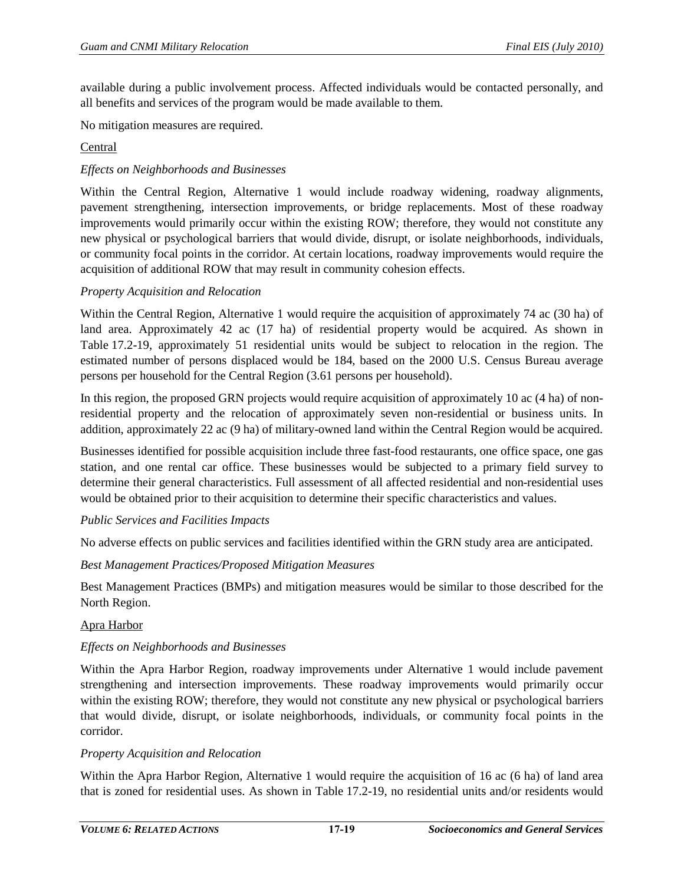available during a public involvement process. Affected individuals would be contacted personally, and all benefits and services of the program would be made available to them.

No mitigation measures are required.

<u>Central</u>

*Effects on Neighborhoods and Businesses*

Within the Central Region, Alternative 1 would include roadway widening, roadway alignments, pavement strengthening, intersection improvements, or bridge replacements. Most of these roadway improvements would primarily occur within the existing ROW; therefore, they would not constitute any new physical or psychological barriers that would divide, disrupt, or isolate neighborhoods, individuals, or community focal points in the corridor. At certain locations, roadway improvements would require the acquisition of additional ROW that may result in community cohesion effects.

*Property Acquisition and Relocation*

Within the Central Region, Alternative 1 would require the acquisition of approximately 74 ac (30 ha) of land area. Approximately 42 ac (17 ha) of residential property would be acquired. As shown in Table 17.2-19, approximately 51 residential units would be subject to relocation in the region. The estimated number of persons displaced would be 184, based on the 2000 U.S. Census Bureau average persons per household for the Central Region (3.61 persons per household).

In this region, the proposed GRN projects would require acquisition of approximately 10 ac (4 ha) of non-residential property and the relocation of approximately seven non-residential or business units. In addition, approximately 22 ac (9 ha) of military-owned land within the Central Region would be acquired.

Businesses identified for possible acquisition include three fast-food restaurants, one office space, one gas station, and one rental car office. These businesses would be subjected to a primary field survey to determine their general characteristics. Full assessment of all affected residential and non-residential uses would be obtained prior to their acquisition to determine their specific characteristics and values.

*Public Services and Facilities Impacts*

No adverse effects on public services and facilities identified within the GRN study area are anticipated.

*Best Management Practices/Proposed Mitigation Measures*

Best Management Practices (BMPs) and mitigation measures would be similar to those described for the North Region.

<u>Apra Harbor</u>

*Effects on Neighborhoods and Businesses*

Within the Apra Harbor Region, roadway improvements under Alternative 1 would include pavement strengthening and intersection improvements. These roadway improvements would primarily occur within the existing ROW; therefore, they would not constitute any new physical or psychological barriers that would divide, disrupt, or isolate neighborhoods, individuals, or community focal points in the corridor.

*Property Acquisition and Relocation*

Within the Apra Harbor Region, Alternative 1 would require the acquisition of 16 ac (6 ha) of land area that is zoned for residential uses. As shown in Table 17.2-19, no residential units and/or residents would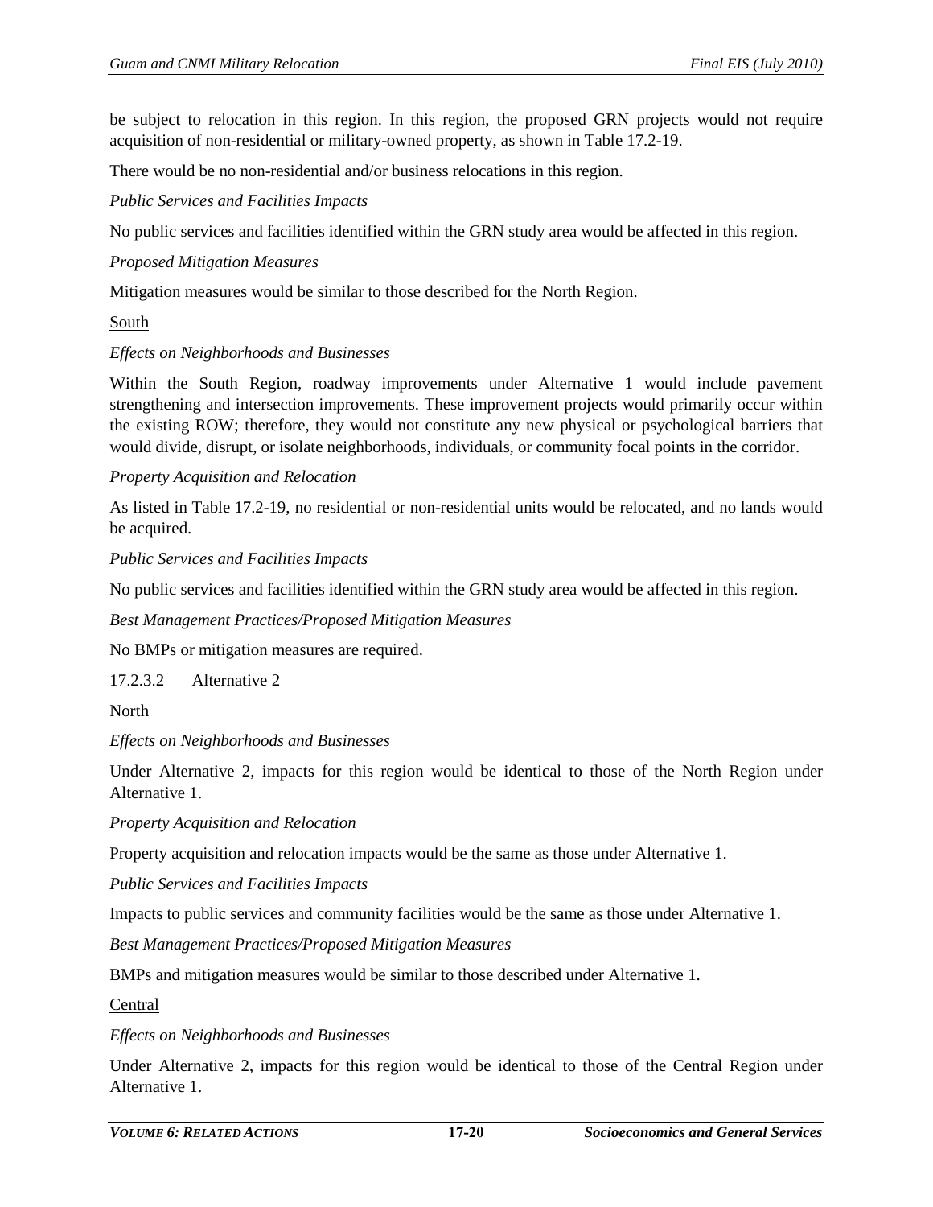be subject to relocation in this region. In this region, the proposed GRN projects would not require acquisition of non-residential or military-owned property, as shown in Table 17.2-19.

There would be no non-residential and/or business relocations in this region.

*Public Services and Facilities Impacts*

No public services and facilities identified within the GRN study area would be affected in this region.

*Proposed Mitigation Measures*

Mitigation measures would be similar to those described for the North Region.

South

*Effects on Neighborhoods and Businesses*

Within the South Region, roadway improvements under Alternative 1 would include pavement strengthening and intersection improvements. These improvement projects would primarily occur within the existing ROW; therefore, they would not constitute any new physical or psychological barriers that would divide, disrupt, or isolate neighborhoods, individuals, or community focal points in the corridor.

*Property Acquisition and Relocation*

As listed in Table 17.2-19, no residential or non-residential units would be relocated, and no lands would be acquired.

*Public Services and Facilities Impacts*

No public services and facilities identified within the GRN study area would be affected in this region.

*Best Management Practices/Proposed Mitigation Measures*

No BMPs or mitigation measures are required.

17.2.3.2 Alternative 2

North

*Effects on Neighborhoods and Businesses*

Under Alternative 2, impacts for this region would be identical to those of the North Region under Alternative 1.

*Property Acquisition and Relocation*

Property acquisition and relocation impacts would be the same as those under Alternative 1.

*Public Services and Facilities Impacts*

Impacts to public services and community facilities would be the same as those under Alternative 1.

*Best Management Practices/Proposed Mitigation Measures*

BMPs and mitigation measures would be similar to those described under Alternative 1.

Central

*Effects on Neighborhoods and Businesses*

Under Alternative 2, impacts for this region would be identical to those of the Central Region under Alternative 1.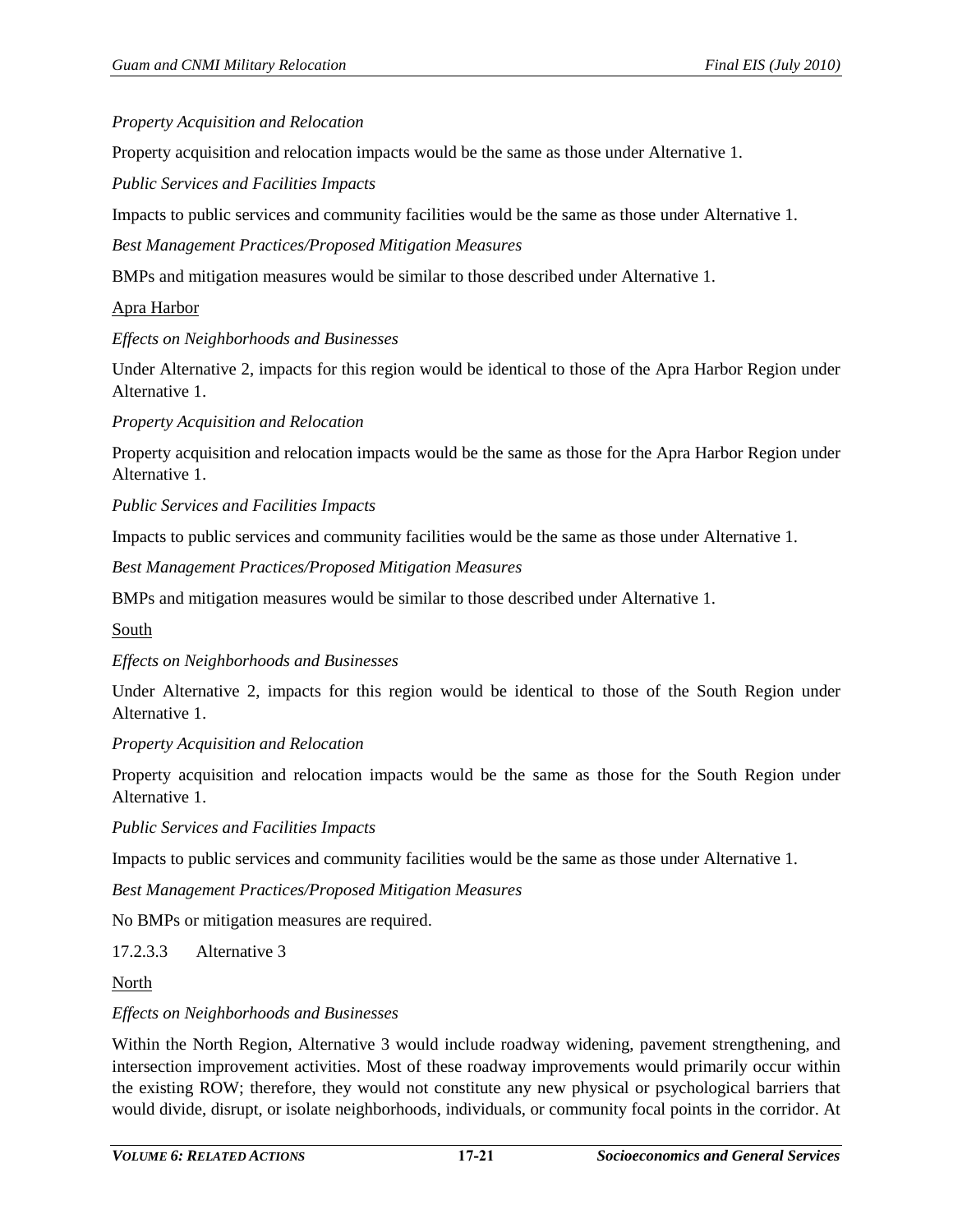*Property Acquisition and Relocation*

Property acquisition and relocation impacts would be the same as those under Alternative 1.

*Public Services and Facilities Impacts*

Impacts to public services and community facilities would be the same as those under Alternative 1.

*Best Management Practices/Proposed Mitigation Measures*

BMPs and mitigation measures would be similar to those described under Alternative 1.

<u>Apra Harbor</u>

*Effects on Neighborhoods and Businesses*

Under Alternative 2, impacts for this region would be identical to those of the Apra Harbor Region under Alternative 1.

*Property Acquisition and Relocation*

Property acquisition and relocation impacts would be the same as those for the Apra Harbor Region under Alternative 1.

*Public Services and Facilities Impacts*

Impacts to public services and community facilities would be the same as those under Alternative 1.

*Best Management Practices/Proposed Mitigation Measures*

BMPs and mitigation measures would be similar to those described under Alternative 1.

<u>South</u>

*Effects on Neighborhoods and Businesses*

Under Alternative 2, impacts for this region would be identical to those of the South Region under Alternative 1.

*Property Acquisition and Relocation*

Property acquisition and relocation impacts would be the same as those for the South Region under Alternative 1.

*Public Services and Facilities Impacts*

Impacts to public services and community facilities would be the same as those under Alternative 1.

*Best Management Practices/Proposed Mitigation Measures*

No BMPs or mitigation measures are required.

17.2.3.3 Alternative 3

<u>North</u>

*Effects on Neighborhoods and Businesses*

Within the North Region, Alternative 3 would include roadway widening, pavement strengthening, and intersection improvement activities. Most of these roadway improvements would primarily occur within the existing ROW; therefore, they would not constitute any new physical or psychological barriers that would divide, disrupt, or isolate neighborhoods, individuals, or community focal points in the corridor. At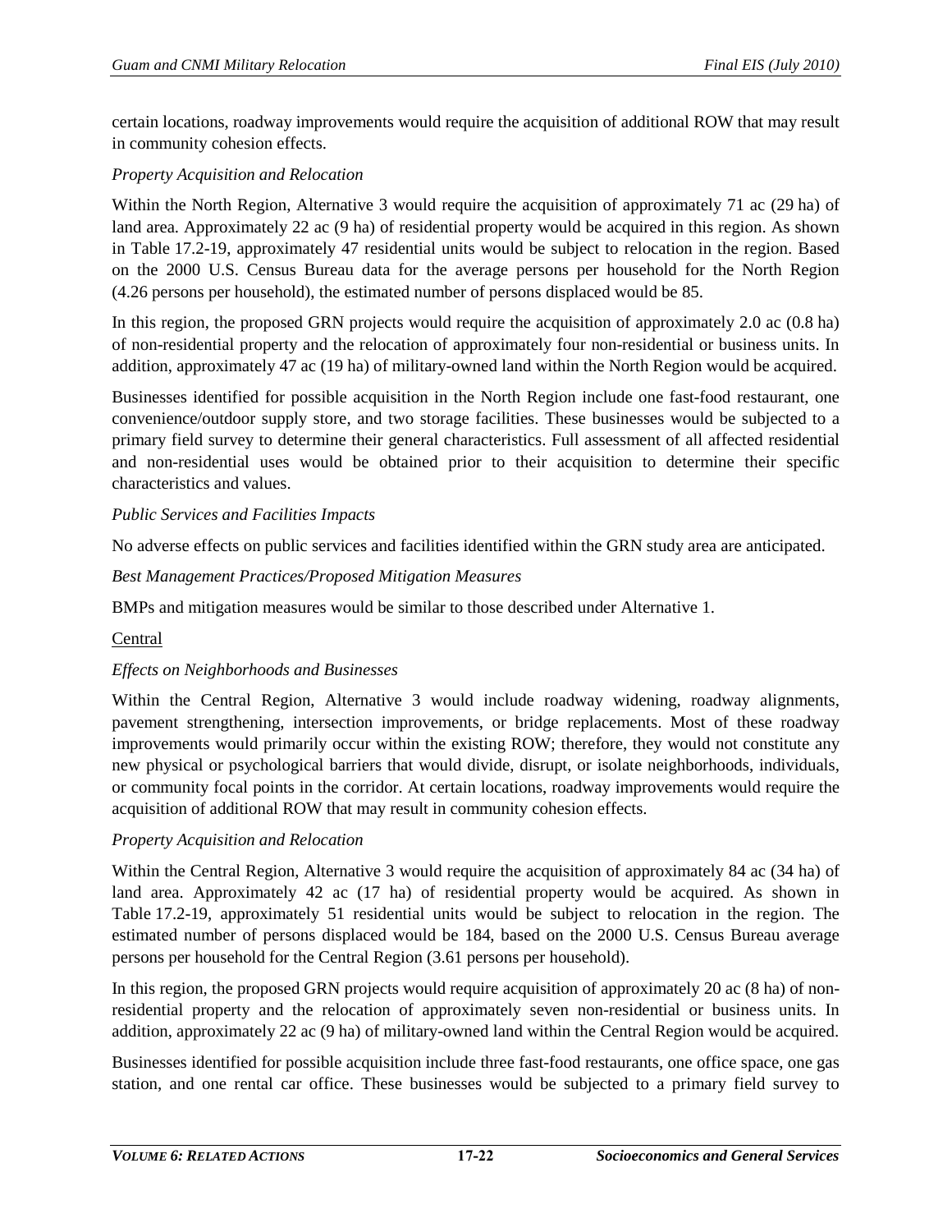certain locations, roadway improvements would require the acquisition of additional ROW that may result in community cohesion effects.

*Property Acquisition and Relocation*

Within the North Region, Alternative 3 would require the acquisition of approximately 71 ac (29 ha) of land area. Approximately 22 ac (9 ha) of residential property would be acquired in this region. As shown in Table 17.2-19, approximately 47 residential units would be subject to relocation in the region. Based on the 2000 U.S. Census Bureau data for the average persons per household for the North Region (4.26 persons per household), the estimated number of persons displaced would be 85.

In this region, the proposed GRN projects would require the acquisition of approximately 2.0 ac (0.8 ha) of non-residential property and the relocation of approximately four non-residential or business units. In addition, approximately 47 ac (19 ha) of military-owned land within the North Region would be acquired.

Businesses identified for possible acquisition in the North Region include one fast-food restaurant, one convenience/outdoor supply store, and two storage facilities. These businesses would be subjected to a primary field survey to determine their general characteristics. Full assessment of all affected residential and non-residential uses would be obtained prior to their acquisition to determine their specific characteristics and values.

*Public Services and Facilities Impacts*

No adverse effects on public services and facilities identified within the GRN study area are anticipated.

*Best Management Practices/Proposed Mitigation Measures*

BMPs and mitigation measures would be similar to those described under Alternative 1.

Central

*Effects on Neighborhoods and Businesses*

Within the Central Region, Alternative 3 would include roadway widening, roadway alignments, pavement strengthening, intersection improvements, or bridge replacements. Most of these roadway improvements would primarily occur within the existing ROW; therefore, they would not constitute any new physical or psychological barriers that would divide, disrupt, or isolate neighborhoods, individuals, or community focal points in the corridor. At certain locations, roadway improvements would require the acquisition of additional ROW that may result in community cohesion effects.

*Property Acquisition and Relocation*

Within the Central Region, Alternative 3 would require the acquisition of approximately 84 ac (34 ha) of land area. Approximately 42 ac (17 ha) of residential property would be acquired. As shown in Table 17.2-19, approximately 51 residential units would be subject to relocation in the region. The estimated number of persons displaced would be 184, based on the 2000 U.S. Census Bureau average persons per household for the Central Region (3.61 persons per household).

In this region, the proposed GRN projects would require acquisition of approximately 20 ac (8 ha) of non-residential property and the relocation of approximately seven non-residential or business units. In addition, approximately 22 ac (9 ha) of military-owned land within the Central Region would be acquired.

Businesses identified for possible acquisition include three fast-food restaurants, one office space, one gas station, and one rental car office. These businesses would be subjected to a primary field survey to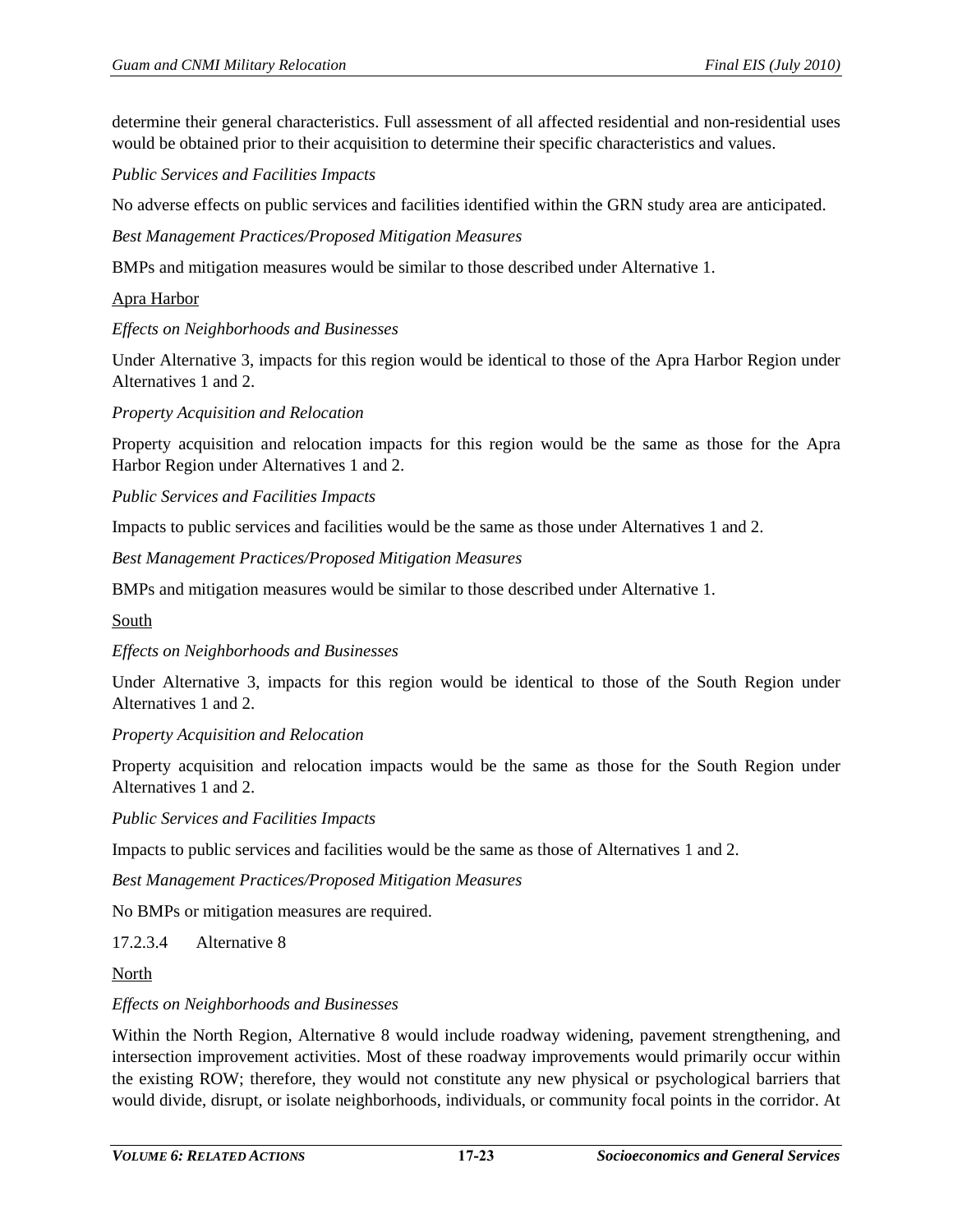determine their general characteristics. Full assessment of all affected residential and non-residential uses would be obtained prior to their acquisition to determine their specific characteristics and values.

*Public Services and Facilities Impacts*

No adverse effects on public services and facilities identified within the GRN study area are anticipated.

*Best Management Practices/Proposed Mitigation Measures*

BMPs and mitigation measures would be similar to those described under Alternative 1.

<u>Apra Harbor</u>

*Effects on Neighborhoods and Businesses*

Under Alternative 3, impacts for this region would be identical to those of the Apra Harbor Region under Alternatives 1 and 2.

*Property Acquisition and Relocation*

Property acquisition and relocation impacts for this region would be the same as those for the Apra Harbor Region under Alternatives 1 and 2.

*Public Services and Facilities Impacts*

Impacts to public services and facilities would be the same as those under Alternatives 1 and 2.

*Best Management Practices/Proposed Mitigation Measures*

BMPs and mitigation measures would be similar to those described under Alternative 1.

<u>South</u>

*Effects on Neighborhoods and Businesses*

Under Alternative 3, impacts for this region would be identical to those of the South Region under Alternatives 1 and 2.

*Property Acquisition and Relocation*

Property acquisition and relocation impacts would be the same as those for the South Region under Alternatives 1 and 2.

*Public Services and Facilities Impacts*

Impacts to public services and facilities would be the same as those of Alternatives 1 and 2.

*Best Management Practices/Proposed Mitigation Measures*

No BMPs or mitigation measures are required.

#### 17.2.3.4 Alternative 8

<u>North</u>

*Effects on Neighborhoods and Businesses*

Within the North Region, Alternative 8 would include roadway widening, pavement strengthening, and intersection improvement activities. Most of these roadway improvements would primarily occur within the existing ROW; therefore, they would not constitute any new physical or psychological barriers that would divide, disrupt, or isolate neighborhoods, individuals, or community focal points in the corridor. At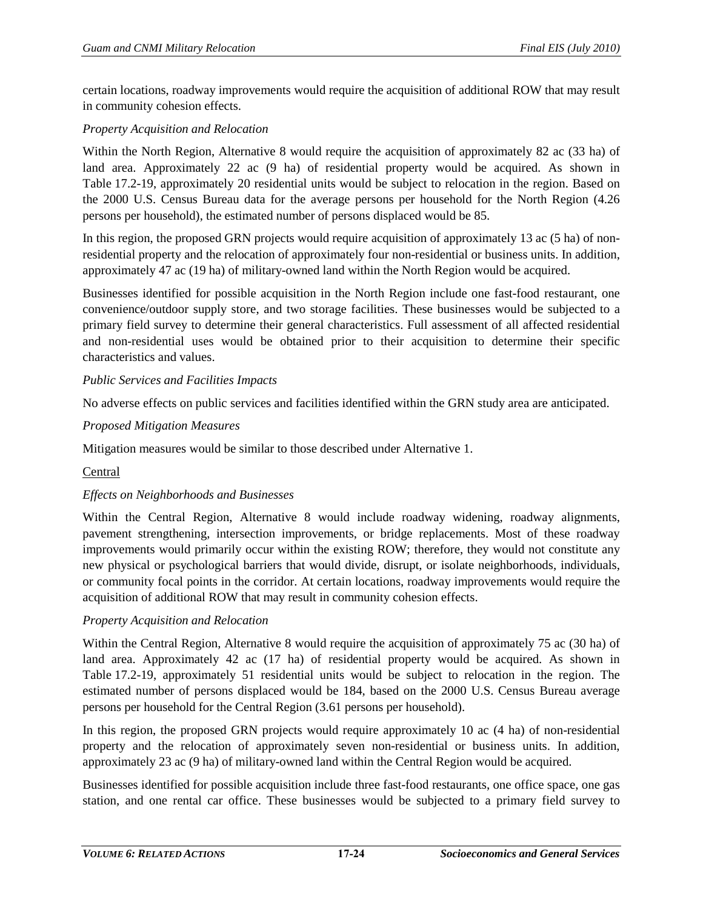certain locations, roadway improvements would require the acquisition of additional ROW that may result in community cohesion effects.

*Property Acquisition and Relocation*

Within the North Region, Alternative 8 would require the acquisition of approximately 82 ac (33 ha) of land area. Approximately 22 ac (9 ha) of residential property would be acquired. As shown in Table 17.2-19, approximately 20 residential units would be subject to relocation in the region. Based on the 2000 U.S. Census Bureau data for the average persons per household for the North Region (4.26 persons per household), the estimated number of persons displaced would be 85.

In this region, the proposed GRN projects would require acquisition of approximately 13 ac (5 ha) of non-residential property and the relocation of approximately four non-residential or business units. In addition, approximately 47 ac (19 ha) of military-owned land within the North Region would be acquired.

Businesses identified for possible acquisition in the North Region include one fast-food restaurant, one convenience/outdoor supply store, and two storage facilities. These businesses would be subjected to a primary field survey to determine their general characteristics. Full assessment of all affected residential and non-residential uses would be obtained prior to their acquisition to determine their specific characteristics and values.

*Public Services and Facilities Impacts*

No adverse effects on public services and facilities identified within the GRN study area are anticipated.

*Proposed Mitigation Measures*

Mitigation measures would be similar to those described under Alternative 1.

Central

*Effects on Neighborhoods and Businesses*

Within the Central Region, Alternative 8 would include roadway widening, roadway alignments, pavement strengthening, intersection improvements, or bridge replacements. Most of these roadway improvements would primarily occur within the existing ROW; therefore, they would not constitute any new physical or psychological barriers that would divide, disrupt, or isolate neighborhoods, individuals, or community focal points in the corridor. At certain locations, roadway improvements would require the acquisition of additional ROW that may result in community cohesion effects.

*Property Acquisition and Relocation*

Within the Central Region, Alternative 8 would require the acquisition of approximately 75 ac (30 ha) of land area. Approximately 42 ac (17 ha) of residential property would be acquired. As shown in Table 17.2-19, approximately 51 residential units would be subject to relocation in the region. The estimated number of persons displaced would be 184, based on the 2000 U.S. Census Bureau average persons per household for the Central Region (3.61 persons per household).

In this region, the proposed GRN projects would require approximately 10 ac (4 ha) of non-residential property and the relocation of approximately seven non-residential or business units. In addition, approximately 23 ac (9 ha) of military-owned land within the Central Region would be acquired.

Businesses identified for possible acquisition include three fast-food restaurants, one office space, one gas station, and one rental car office. These businesses would be subjected to a primary field survey to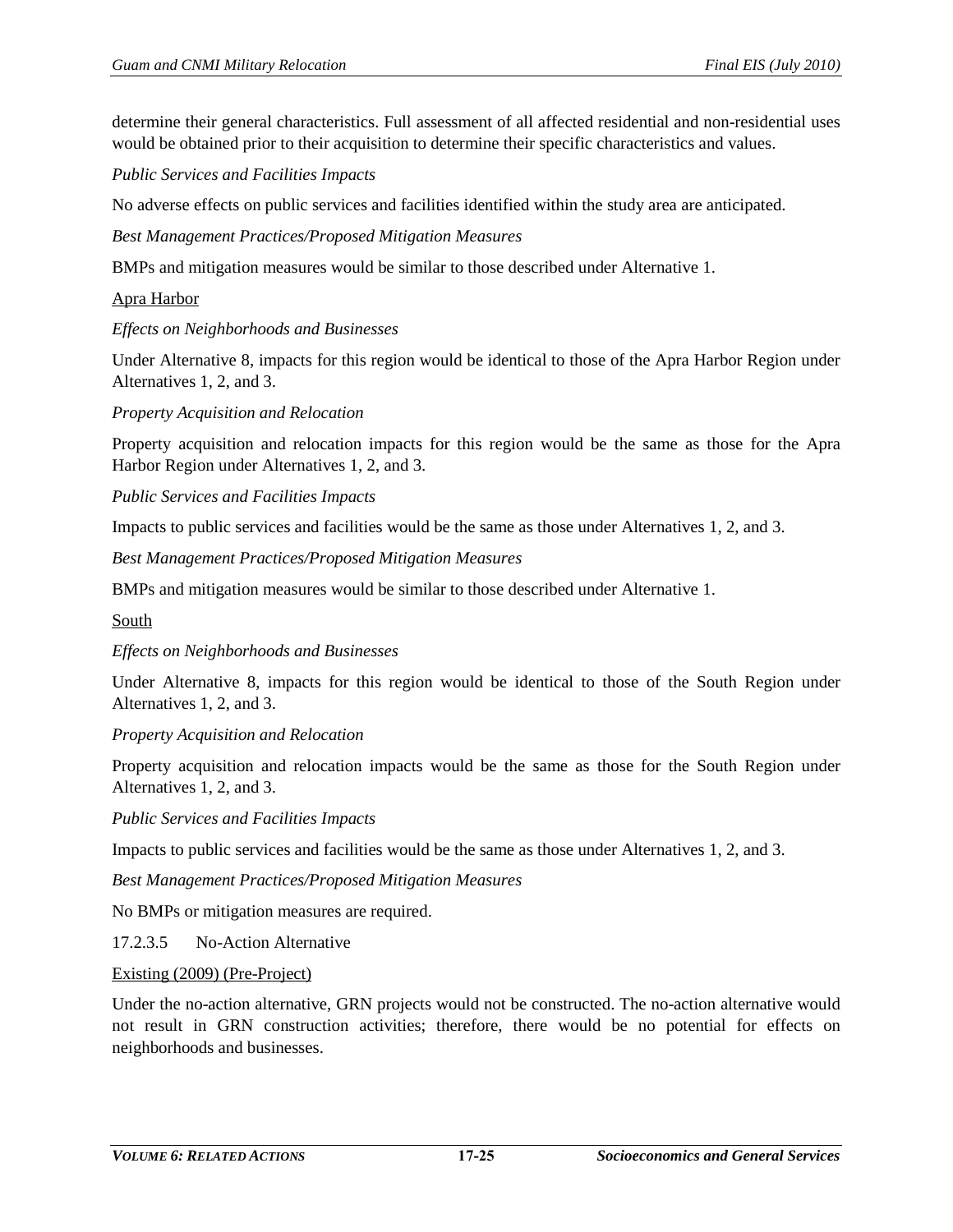determine their general characteristics. Full assessment of all affected residential and non-residential uses would be obtained prior to their acquisition to determine their specific characteristics and values.

*Public Services and Facilities Impacts*

No adverse effects on public services and facilities identified within the study area are anticipated.

*Best Management Practices/Proposed Mitigation Measures*

BMPs and mitigation measures would be similar to those described under Alternative 1.

Apra Harbor

*Effects on Neighborhoods and Businesses*

Under Alternative 8, impacts for this region would be identical to those of the Apra Harbor Region under Alternatives 1, 2, and 3.

*Property Acquisition and Relocation*

Property acquisition and relocation impacts for this region would be the same as those for the Apra Harbor Region under Alternatives 1, 2, and 3.

*Public Services and Facilities Impacts*

Impacts to public services and facilities would be the same as those under Alternatives 1, 2, and 3.

*Best Management Practices/Proposed Mitigation Measures*

BMPs and mitigation measures would be similar to those described under Alternative 1.

South

*Effects on Neighborhoods and Businesses*

Under Alternative 8, impacts for this region would be identical to those of the South Region under Alternatives 1, 2, and 3.

*Property Acquisition and Relocation*

Property acquisition and relocation impacts would be the same as those for the South Region under Alternatives 1, 2, and 3.

*Public Services and Facilities Impacts*

Impacts to public services and facilities would be the same as those under Alternatives 1, 2, and 3.

*Best Management Practices/Proposed Mitigation Measures*

No BMPs or mitigation measures are required.

#### 17.2.3.5 No-Action Alternative

Existing (2009) (Pre-Project)

Under the no-action alternative, GRN projects would not be constructed. The no-action alternative would not result in GRN construction activities; therefore, there would be no potential for effects on neighborhoods and businesses.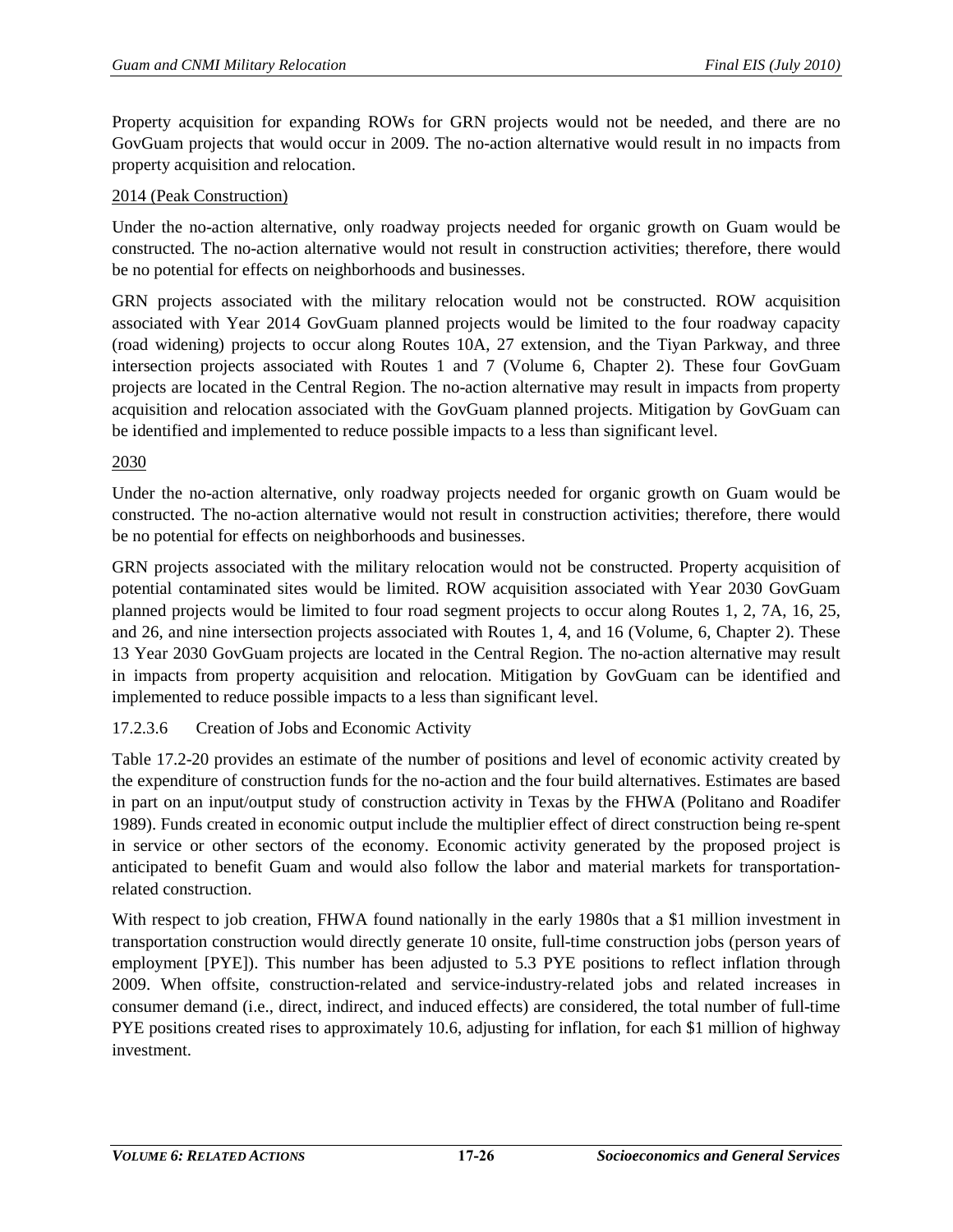Property acquisition for expanding ROWs for GRN projects would not be needed, and there are no GovGuam projects that would occur in 2009. The no-action alternative would result in no impacts from property acquisition and relocation.

2014 (Peak Construction)

Under the no-action alternative, only roadway projects needed for organic growth on Guam would be constructed. The no-action alternative would not result in construction activities; therefore, there would be no potential for effects on neighborhoods and businesses.

GRN projects associated with the military relocation would not be constructed. ROW acquisition associated with Year 2014 GovGuam planned projects would be limited to the four roadway capacity (road widening) projects to occur along Routes 10A, 27 extension, and the Tiyan Parkway, and three intersection projects associated with Routes 1 and 7 (Volume 6, Chapter 2). These four GovGuam projects are located in the Central Region. The no-action alternative may result in impacts from property acquisition and relocation associated with the GovGuam planned projects. Mitigation by GovGuam can be identified and implemented to reduce possible impacts to a less than significant level.

2030

Under the no-action alternative, only roadway projects needed for organic growth on Guam would be constructed. The no-action alternative would not result in construction activities; therefore, there would be no potential for effects on neighborhoods and businesses.

GRN projects associated with the military relocation would not be constructed. Property acquisition of potential contaminated sites would be limited. ROW acquisition associated with Year 2030 GovGuam planned projects would be limited to four road segment projects to occur along Routes 1, 2, 7A, 16, 25, and 26, and nine intersection projects associated with Routes 1, 4, and 16 (Volume, 6, Chapter 2). These 13 Year 2030 GovGuam projects are located in the Central Region. The no-action alternative may result in impacts from property acquisition and relocation. Mitigation by GovGuam can be identified and implemented to reduce possible impacts to a less than significant level.

#### 17.2.3.6 Creation of Jobs and Economic Activity

Table 17.2-20 provides an estimate of the number of positions and level of economic activity created by the expenditure of construction funds for the no-action and the four build alternatives. Estimates are based in part on an input/output study of construction activity in Texas by the FHWA (Politano and Roadifer 1989). Funds created in economic output include the multiplier effect of direct construction being re-spent in service or other sectors of the economy. Economic activity generated by the proposed project is anticipated to benefit Guam and would also follow the labor and material markets for transportation-related construction.

With respect to job creation, FHWA found nationally in the early 1980s that a \$1 million investment in transportation construction would directly generate 10 onsite, full-time construction jobs (person years of employment [PYE]). This number has been adjusted to 5.3 PYE positions to reflect inflation through 2009. When offsite, construction-related and service-industry-related jobs and related increases in consumer demand (i.e., direct, indirect, and induced effects) are considered, the total number of full-time PYE positions created rises to approximately 10.6, adjusting for inflation, for each \$1 million of highway investment.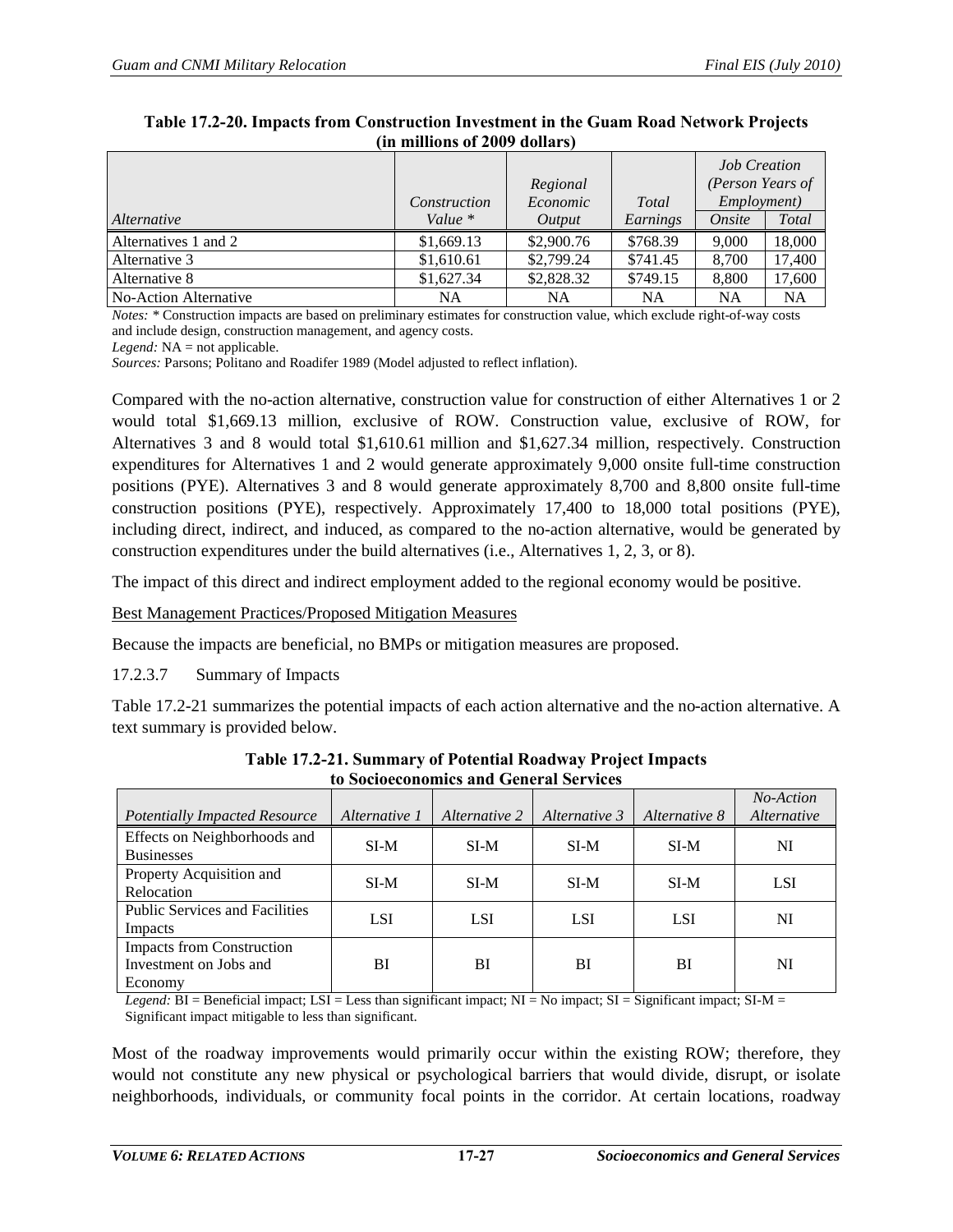**Table 17.2-20. Impacts from Construction Investment in the Guam Road Network Projects (in millions of 2009 dollars)**

| *Alternative* | *Construction Value \** | *Regional Economic Output* | *Total Earnings* | *Job Creation (Person Years of Employment)* | |
|---|---|---|---|---|---|
| | | | | *Onsite* | *Total* |
| Alternatives 1 and 2 | $1,669.13 | $2,900.76 | $768.39 | 9,000 | 18,000 |
| Alternative 3 | $1,610.61 | $2,799.24 | $741.45 | 8,700 | 17,400 |
| Alternative 8 | $1,627.34 | $2,828.32 | $749.15 | 8,800 | 17,600 |
| No-Action Alternative | NA | NA | NA | NA | NA |

*Notes:* * Construction impacts are based on preliminary estimates for construction value, which exclude right-of-way costs and include design, construction management, and agency costs.
*Legend:* NA = not applicable.
*Sources:* Parsons; Politano and Roadifer 1989 (Model adjusted to reflect inflation).

Compared with the no-action alternative, construction value for construction of either Alternatives 1 or 2 would total $1,669.13 million, exclusive of ROW. Construction value, exclusive of ROW, for Alternatives 3 and 8 would total $1,610.61 million and $1,627.34 million, respectively. Construction expenditures for Alternatives 1 and 2 would generate approximately 9,000 onsite full-time construction positions (PYE). Alternatives 3 and 8 would generate approximately 8,700 and 8,800 onsite full-time construction positions (PYE), respectively. Approximately 17,400 to 18,000 total positions (PYE), including direct, indirect, and induced, as compared to the no-action alternative, would be generated by construction expenditures under the build alternatives (i.e., Alternatives 1, 2, 3, or 8).

The impact of this direct and indirect employment added to the regional economy would be positive.

Best Management Practices/Proposed Mitigation Measures

Because the impacts are beneficial, no BMPs or mitigation measures are proposed.

17.2.3.7 Summary of Impacts

Table 17.2-21 summarizes the potential impacts of each action alternative and the no-action alternative. A text summary is provided below.

**Table 17.2-21. Summary of Potential Roadway Project Impacts to Socioeconomics and General Services**

| *Potentially Impacted Resource* | *Alternative 1* | *Alternative 2* | *Alternative 3* | *Alternative 8* | *No-Action Alternative* |
|---|---|---|---|---|---|
| Effects on Neighborhoods and Businesses | SI-M | SI-M | SI-M | SI-M | NI |
| Property Acquisition and Relocation | SI-M | SI-M | SI-M | SI-M | LSI |
| Public Services and Facilities Impacts | LSI | LSI | LSI | LSI | NI |
| Impacts from Construction Investment on Jobs and Economy | BI | BI | BI | BI | NI |

*Legend:* BI = Beneficial impact; LSI = Less than significant impact; NI = No impact; SI = Significant impact; SI-M = Significant impact mitigable to less than significant.

Most of the roadway improvements would primarily occur within the existing ROW; therefore, they would not constitute any new physical or psychological barriers that would divide, disrupt, or isolate neighborhoods, individuals, or community focal points in the corridor. At certain locations, roadway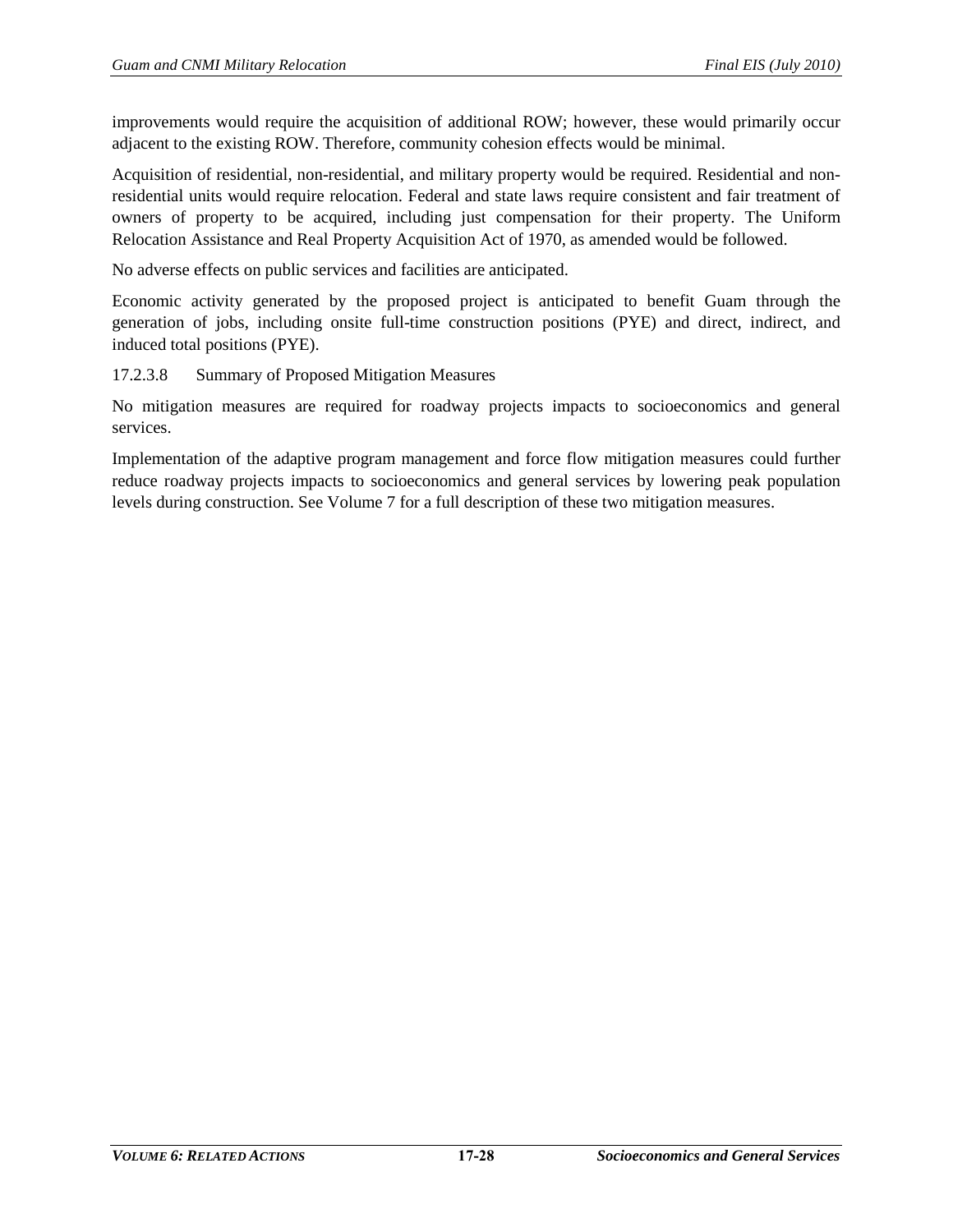improvements would require the acquisition of additional ROW; however, these would primarily occur adjacent to the existing ROW. Therefore, community cohesion effects would be minimal.

Acquisition of residential, non-residential, and military property would be required. Residential and non-residential units would require relocation. Federal and state laws require consistent and fair treatment of owners of property to be acquired, including just compensation for their property. The Uniform Relocation Assistance and Real Property Acquisition Act of 1970, as amended would be followed.

No adverse effects on public services and facilities are anticipated.

Economic activity generated by the proposed project is anticipated to benefit Guam through the generation of jobs, including onsite full-time construction positions (PYE) and direct, indirect, and induced total positions (PYE).

#### 17.2.3.8 Summary of Proposed Mitigation Measures

No mitigation measures are required for roadway projects impacts to socioeconomics and general services.

Implementation of the adaptive program management and force flow mitigation measures could further reduce roadway projects impacts to socioeconomics and general services by lowering peak population levels during construction. See Volume 7 for a full description of these two mitigation measures.